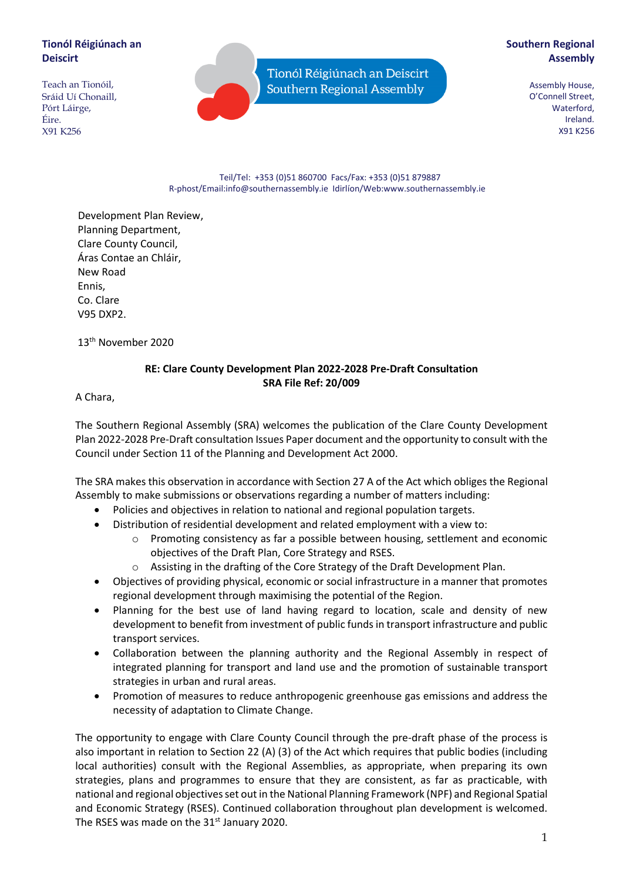**Tionól Réigiúnach an Deiscirt**

Teach an Tionóil,
Sráid Uí Chonaill,
Pórt Láirge,
Éire.
X91 K256

Tionól Réigiúnach an Deiscirt
Southern Regional Assembly

**Southern Regional Assembly**

Assembly House,
O'Connell Street,
Waterford,
Ireland.
X91 K256

Teil/Tel: +353 (0)51 860700 Facs/Fax: +353 (0)51 879887
R-phost/Email:info@southernassembly.ie Idirlíon/Web:www.southernassembly.ie

Development Plan Review,
Planning Department,
Clare County Council,
Áras Contae an Chláir,
New Road
Ennis,
Co. Clare
V95 DXP2.

13th November 2020

**RE: Clare County Development Plan 2022-2028 Pre-Draft Consultation**
**SRA File Ref: 20/009**

A Chara,

The Southern Regional Assembly (SRA) welcomes the publication of the Clare County Development Plan 2022-2028 Pre-Draft consultation Issues Paper document and the opportunity to consult with the Council under Section 11 of the Planning and Development Act 2000.

The SRA makes this observation in accordance with Section 27 A of the Act which obliges the Regional Assembly to make submissions or observations regarding a number of matters including:

- Policies and objectives in relation to national and regional population targets.
- Distribution of residential development and related employment with a view to:
  - Promoting consistency as far a possible between housing, settlement and economic objectives of the Draft Plan, Core Strategy and RSES.
  - Assisting in the drafting of the Core Strategy of the Draft Development Plan.
- Objectives of providing physical, economic or social infrastructure in a manner that promotes regional development through maximising the potential of the Region.
- Planning for the best use of land having regard to location, scale and density of new development to benefit from investment of public funds in transport infrastructure and public transport services.
- Collaboration between the planning authority and the Regional Assembly in respect of integrated planning for transport and land use and the promotion of sustainable transport strategies in urban and rural areas.
- Promotion of measures to reduce anthropogenic greenhouse gas emissions and address the necessity of adaptation to Climate Change.

The opportunity to engage with Clare County Council through the pre-draft phase of the process is also important in relation to Section 22 (A) (3) of the Act which requires that public bodies (including local authorities) consult with the Regional Assemblies, as appropriate, when preparing its own strategies, plans and programmes to ensure that they are consistent, as far as practicable, with national and regional objectives set out in the National Planning Framework (NPF) and Regional Spatial and Economic Strategy (RSES). Continued collaboration throughout plan development is welcomed. The RSES was made on the 31st January 2020.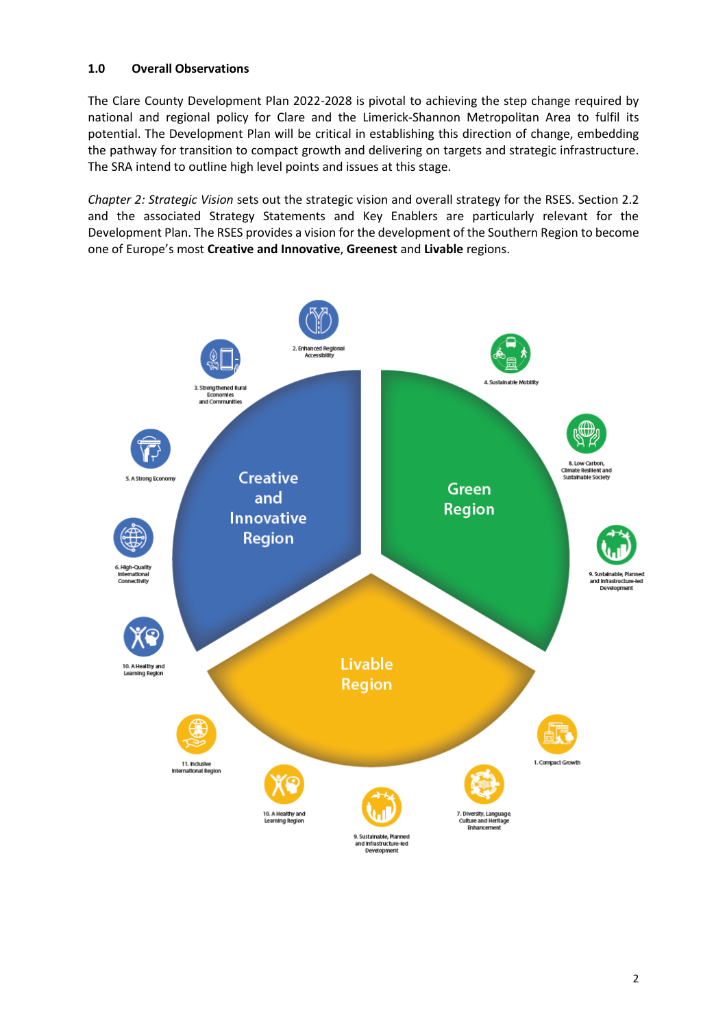## 1.0 Overall Observations

The Clare County Development Plan 2022-2028 is pivotal to achieving the step change required by national and regional policy for Clare and the Limerick-Shannon Metropolitan Area to fulfil its potential. The Development Plan will be critical in establishing this direction of change, embedding the pathway for transition to compact growth and delivering on targets and strategic infrastructure. The SRA intend to outline high level points and issues at this stage.

*Chapter 2: Strategic Vision* sets out the strategic vision and overall strategy for the RSES. Section 2.2 and the associated Strategy Statements and Key Enablers are particularly relevant for the Development Plan. The RSES provides a vision for the development of the Southern Region to become one of Europe's most **Creative and Innovative**, **Greenest** and **Livable** regions.

Creative and Innovative Region

Green Region

Livable Region

2. Enhanced Regional Accessibility

3. Strengthened Rural Economies and Communities

5. A Strong Economy

6. High-Quality International Connectivity

10. A Healthy and Learning Region

4. Sustainable Mobility

8. Low Carbon, Climate Resilient and Sustainable Society

9. Sustainable, Planned and Infrastructure-led Development

1. Compact Growth

7. Diversity, Language, Culture and Heritage Enhancement

9. Sustainable, Planned and Infrastructure-led Development

10. A Healthy and Learning Region

11. Inclusive International Region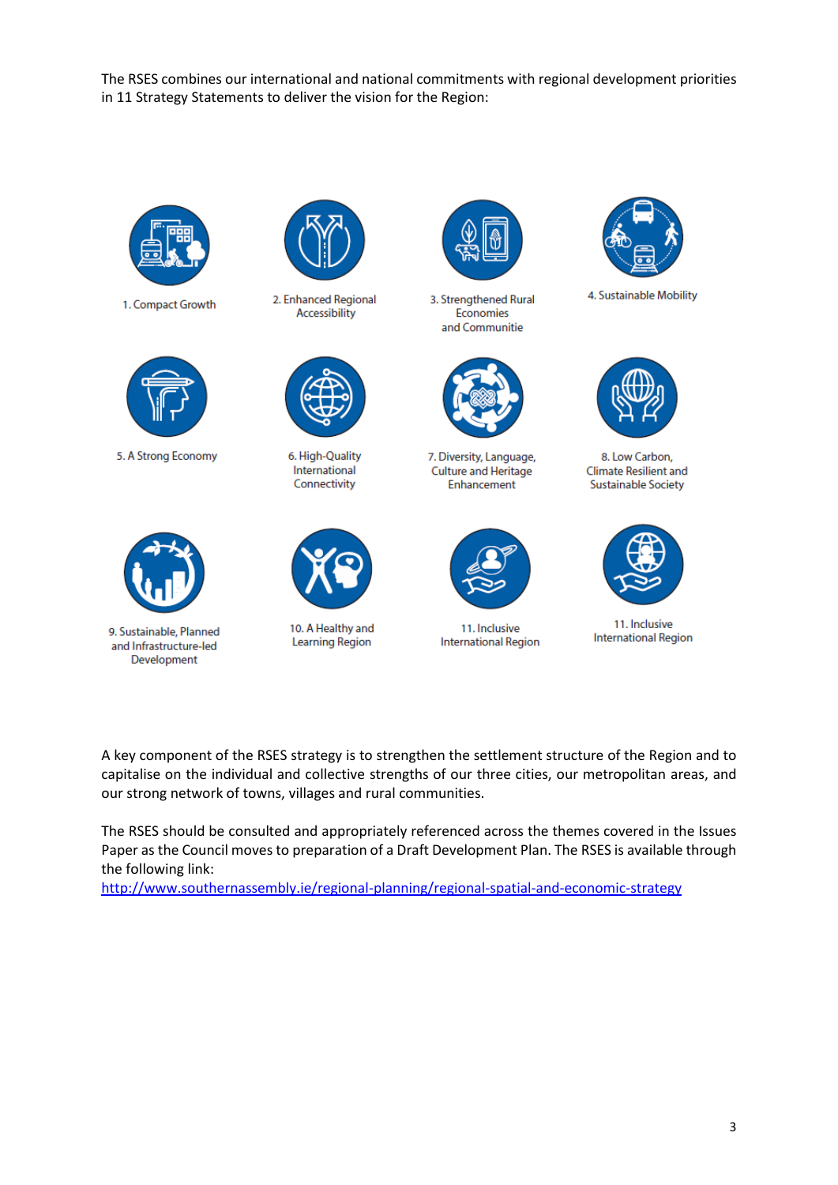The RSES combines our international and national commitments with regional development priorities in 11 Strategy Statements to deliver the vision for the Region:

1. Compact Growth
2. Enhanced Regional Accessibility
3. Strengthened Rural Economies and Communitie
4. Sustainable Mobility
5. A Strong Economy
6. High-Quality International Connectivity
7. Diversity, Language, Culture and Heritage Enhancement
8. Low Carbon, Climate Resilient and Sustainable Society
9. Sustainable, Planned and Infrastructure-led Development
10. A Healthy and Learning Region
11. Inclusive International Region
11. Inclusive International Region

A key component of the RSES strategy is to strengthen the settlement structure of the Region and to capitalise on the individual and collective strengths of our three cities, our metropolitan areas, and our strong network of towns, villages and rural communities.

The RSES should be consulted and appropriately referenced across the themes covered in the Issues Paper as the Council moves to preparation of a Draft Development Plan. The RSES is available through the following link:
http://www.southernassembly.ie/regional-planning/regional-spatial-and-economic-strategy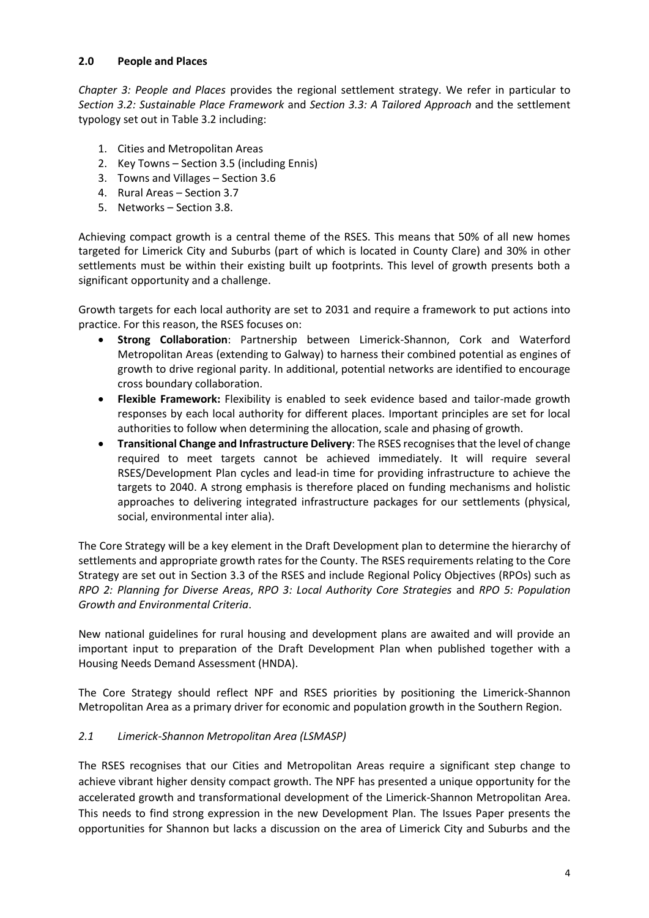## 2.0 People and Places

*Chapter 3: People and Places* provides the regional settlement strategy. We refer in particular to *Section 3.2: Sustainable Place Framework* and *Section 3.3: A Tailored Approach* and the settlement typology set out in Table 3.2 including:

1. Cities and Metropolitan Areas
2. Key Towns – Section 3.5 (including Ennis)
3. Towns and Villages – Section 3.6
4. Rural Areas – Section 3.7
5. Networks – Section 3.8.

Achieving compact growth is a central theme of the RSES. This means that 50% of all new homes targeted for Limerick City and Suburbs (part of which is located in County Clare) and 30% in other settlements must be within their existing built up footprints. This level of growth presents both a significant opportunity and a challenge.

Growth targets for each local authority are set to 2031 and require a framework to put actions into practice. For this reason, the RSES focuses on:

- **Strong Collaboration**: Partnership between Limerick-Shannon, Cork and Waterford Metropolitan Areas (extending to Galway) to harness their combined potential as engines of growth to drive regional parity. In additional, potential networks are identified to encourage cross boundary collaboration.
- **Flexible Framework:** Flexibility is enabled to seek evidence based and tailor-made growth responses by each local authority for different places. Important principles are set for local authorities to follow when determining the allocation, scale and phasing of growth.
- **Transitional Change and Infrastructure Delivery**: The RSES recognises that the level of change required to meet targets cannot be achieved immediately. It will require several RSES/Development Plan cycles and lead-in time for providing infrastructure to achieve the targets to 2040. A strong emphasis is therefore placed on funding mechanisms and holistic approaches to delivering integrated infrastructure packages for our settlements (physical, social, environmental inter alia).

The Core Strategy will be a key element in the Draft Development plan to determine the hierarchy of settlements and appropriate growth rates for the County. The RSES requirements relating to the Core Strategy are set out in Section 3.3 of the RSES and include Regional Policy Objectives (RPOs) such as *RPO 2: Planning for Diverse Areas*, *RPO 3: Local Authority Core Strategies* and *RPO 5: Population Growth and Environmental Criteria*.

New national guidelines for rural housing and development plans are awaited and will provide an important input to preparation of the Draft Development Plan when published together with a Housing Needs Demand Assessment (HNDA).

The Core Strategy should reflect NPF and RSES priorities by positioning the Limerick-Shannon Metropolitan Area as a primary driver for economic and population growth in the Southern Region.

### *2.1 Limerick-Shannon Metropolitan Area (LSMASP)*

The RSES recognises that our Cities and Metropolitan Areas require a significant step change to achieve vibrant higher density compact growth. The NPF has presented a unique opportunity for the accelerated growth and transformational development of the Limerick-Shannon Metropolitan Area. This needs to find strong expression in the new Development Plan. The Issues Paper presents the opportunities for Shannon but lacks a discussion on the area of Limerick City and Suburbs and the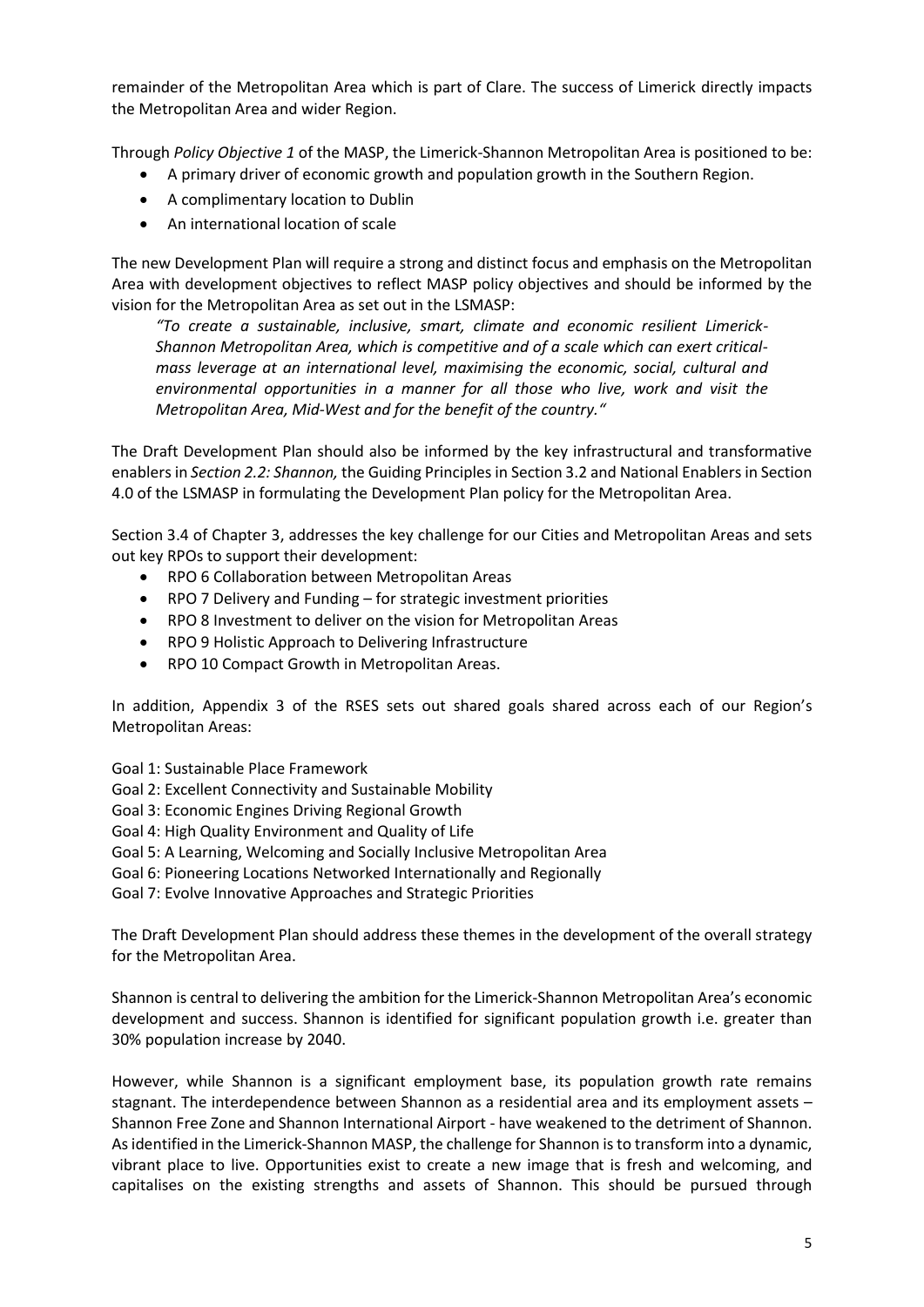remainder of the Metropolitan Area which is part of Clare. The success of Limerick directly impacts the Metropolitan Area and wider Region.

Through *Policy Objective 1* of the MASP, the Limerick-Shannon Metropolitan Area is positioned to be:

- A primary driver of economic growth and population growth in the Southern Region.
- A complimentary location to Dublin
- An international location of scale

The new Development Plan will require a strong and distinct focus and emphasis on the Metropolitan Area with development objectives to reflect MASP policy objectives and should be informed by the vision for the Metropolitan Area as set out in the LSMASP:

> *"To create a sustainable, inclusive, smart, climate and economic resilient Limerick-Shannon Metropolitan Area, which is competitive and of a scale which can exert critical-mass leverage at an international level, maximising the economic, social, cultural and environmental opportunities in a manner for all those who live, work and visit the Metropolitan Area, Mid-West and for the benefit of the country."*

The Draft Development Plan should also be informed by the key infrastructural and transformative enablers in *Section 2.2: Shannon,* the Guiding Principles in Section 3.2 and National Enablers in Section 4.0 of the LSMASP in formulating the Development Plan policy for the Metropolitan Area.

Section 3.4 of Chapter 3, addresses the key challenge for our Cities and Metropolitan Areas and sets out key RPOs to support their development:

- RPO 6 Collaboration between Metropolitan Areas
- RPO 7 Delivery and Funding – for strategic investment priorities
- RPO 8 Investment to deliver on the vision for Metropolitan Areas
- RPO 9 Holistic Approach to Delivering Infrastructure
- RPO 10 Compact Growth in Metropolitan Areas.

In addition, Appendix 3 of the RSES sets out shared goals shared across each of our Region's Metropolitan Areas:

Goal 1: Sustainable Place Framework
Goal 2: Excellent Connectivity and Sustainable Mobility
Goal 3: Economic Engines Driving Regional Growth
Goal 4: High Quality Environment and Quality of Life
Goal 5: A Learning, Welcoming and Socially Inclusive Metropolitan Area
Goal 6: Pioneering Locations Networked Internationally and Regionally
Goal 7: Evolve Innovative Approaches and Strategic Priorities

The Draft Development Plan should address these themes in the development of the overall strategy for the Metropolitan Area.

Shannon is central to delivering the ambition for the Limerick-Shannon Metropolitan Area's economic development and success. Shannon is identified for significant population growth i.e. greater than 30% population increase by 2040.

However, while Shannon is a significant employment base, its population growth rate remains stagnant. The interdependence between Shannon as a residential area and its employment assets – Shannon Free Zone and Shannon International Airport - have weakened to the detriment of Shannon. As identified in the Limerick-Shannon MASP, the challenge for Shannon is to transform into a dynamic, vibrant place to live. Opportunities exist to create a new image that is fresh and welcoming, and capitalises on the existing strengths and assets of Shannon. This should be pursued through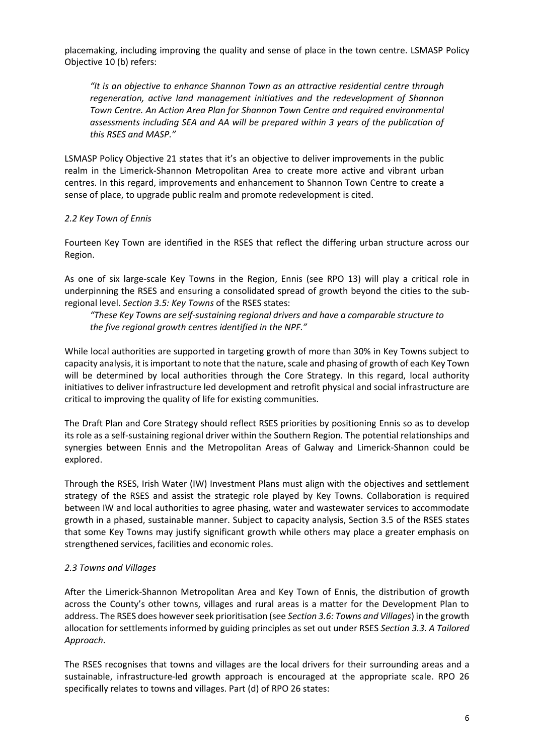placemaking, including improving the quality and sense of place in the town centre. LSMASP Policy Objective 10 (b) refers:

> *"It is an objective to enhance Shannon Town as an attractive residential centre through regeneration, active land management initiatives and the redevelopment of Shannon Town Centre. An Action Area Plan for Shannon Town Centre and required environmental assessments including SEA and AA will be prepared within 3 years of the publication of this RSES and MASP."*

LSMASP Policy Objective 21 states that it's an objective to deliver improvements in the public realm in the Limerick-Shannon Metropolitan Area to create more active and vibrant urban centres. In this regard, improvements and enhancement to Shannon Town Centre to create a sense of place, to upgrade public realm and promote redevelopment is cited.

*2.2 Key Town of Ennis*

Fourteen Key Town are identified in the RSES that reflect the differing urban structure across our Region.

As one of six large-scale Key Towns in the Region, Ennis (see RPO 13) will play a critical role in underpinning the RSES and ensuring a consolidated spread of growth beyond the cities to the sub-regional level. *Section 3.5: Key Towns* of the RSES states:

> *"These Key Towns are self-sustaining regional drivers and have a comparable structure to the five regional growth centres identified in the NPF."*

While local authorities are supported in targeting growth of more than 30% in Key Towns subject to capacity analysis, it is important to note that the nature, scale and phasing of growth of each Key Town will be determined by local authorities through the Core Strategy. In this regard, local authority initiatives to deliver infrastructure led development and retrofit physical and social infrastructure are critical to improving the quality of life for existing communities.

The Draft Plan and Core Strategy should reflect RSES priorities by positioning Ennis so as to develop its role as a self-sustaining regional driver within the Southern Region. The potential relationships and synergies between Ennis and the Metropolitan Areas of Galway and Limerick-Shannon could be explored.

Through the RSES, Irish Water (IW) Investment Plans must align with the objectives and settlement strategy of the RSES and assist the strategic role played by Key Towns. Collaboration is required between IW and local authorities to agree phasing, water and wastewater services to accommodate growth in a phased, sustainable manner. Subject to capacity analysis, Section 3.5 of the RSES states that some Key Towns may justify significant growth while others may place a greater emphasis on strengthened services, facilities and economic roles.

*2.3 Towns and Villages*

After the Limerick-Shannon Metropolitan Area and Key Town of Ennis, the distribution of growth across the County's other towns, villages and rural areas is a matter for the Development Plan to address. The RSES does however seek prioritisation (see *Section 3.6: Towns and Villages*) in the growth allocation for settlements informed by guiding principles as set out under RSES *Section 3.3. A Tailored Approach*.

The RSES recognises that towns and villages are the local drivers for their surrounding areas and a sustainable, infrastructure-led growth approach is encouraged at the appropriate scale. RPO 26 specifically relates to towns and villages. Part (d) of RPO 26 states: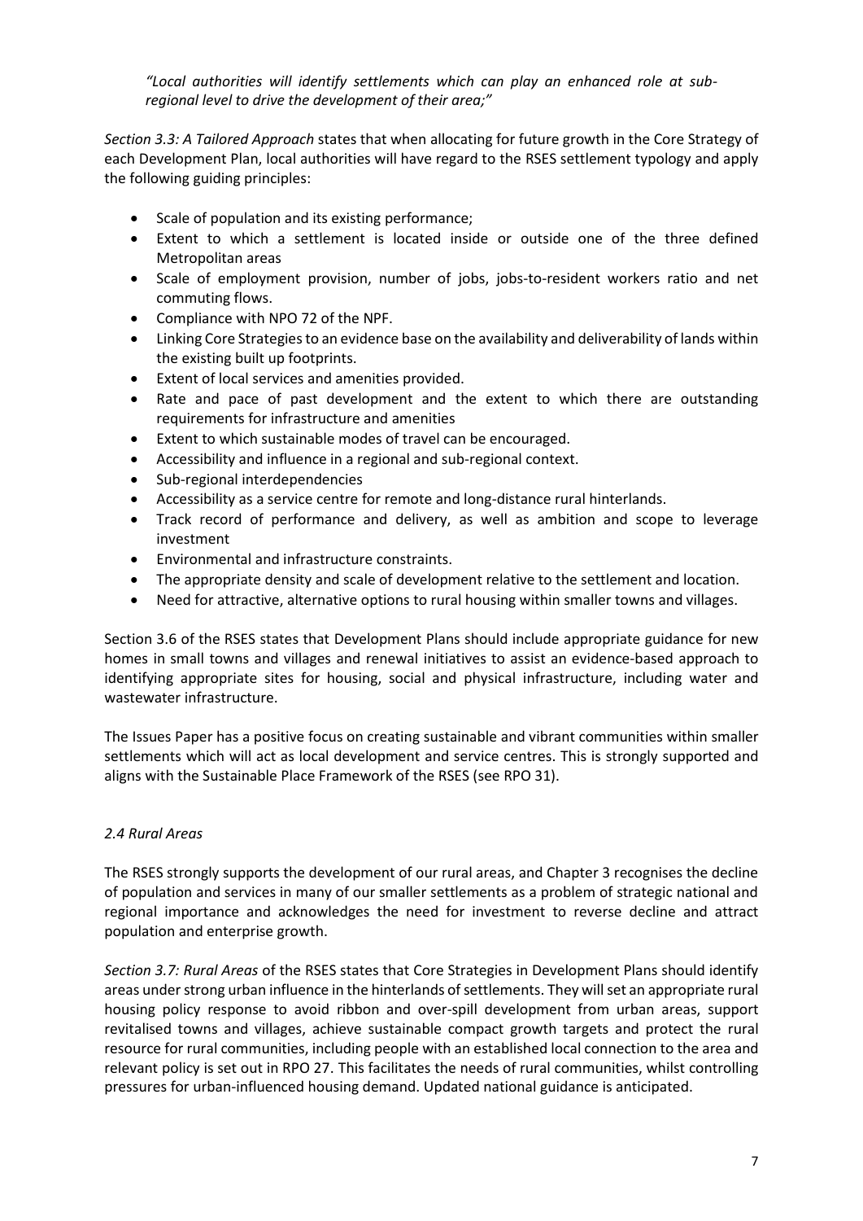*"Local authorities will identify settlements which can play an enhanced role at sub-regional level to drive the development of their area;"*

*Section 3.3: A Tailored Approach* states that when allocating for future growth in the Core Strategy of each Development Plan, local authorities will have regard to the RSES settlement typology and apply the following guiding principles:

- Scale of population and its existing performance;
- Extent to which a settlement is located inside or outside one of the three defined Metropolitan areas
- Scale of employment provision, number of jobs, jobs-to-resident workers ratio and net commuting flows.
- Compliance with NPO 72 of the NPF.
- Linking Core Strategies to an evidence base on the availability and deliverability of lands within the existing built up footprints.
- Extent of local services and amenities provided.
- Rate and pace of past development and the extent to which there are outstanding requirements for infrastructure and amenities
- Extent to which sustainable modes of travel can be encouraged.
- Accessibility and influence in a regional and sub-regional context.
- Sub-regional interdependencies
- Accessibility as a service centre for remote and long-distance rural hinterlands.
- Track record of performance and delivery, as well as ambition and scope to leverage investment
- Environmental and infrastructure constraints.
- The appropriate density and scale of development relative to the settlement and location.
- Need for attractive, alternative options to rural housing within smaller towns and villages.

Section 3.6 of the RSES states that Development Plans should include appropriate guidance for new homes in small towns and villages and renewal initiatives to assist an evidence-based approach to identifying appropriate sites for housing, social and physical infrastructure, including water and wastewater infrastructure.

The Issues Paper has a positive focus on creating sustainable and vibrant communities within smaller settlements which will act as local development and service centres. This is strongly supported and aligns with the Sustainable Place Framework of the RSES (see RPO 31).

### *2.4 Rural Areas*

The RSES strongly supports the development of our rural areas, and Chapter 3 recognises the decline of population and services in many of our smaller settlements as a problem of strategic national and regional importance and acknowledges the need for investment to reverse decline and attract population and enterprise growth.

*Section 3.7: Rural Areas* of the RSES states that Core Strategies in Development Plans should identify areas under strong urban influence in the hinterlands of settlements. They will set an appropriate rural housing policy response to avoid ribbon and over-spill development from urban areas, support revitalised towns and villages, achieve sustainable compact growth targets and protect the rural resource for rural communities, including people with an established local connection to the area and relevant policy is set out in RPO 27. This facilitates the needs of rural communities, whilst controlling pressures for urban-influenced housing demand. Updated national guidance is anticipated.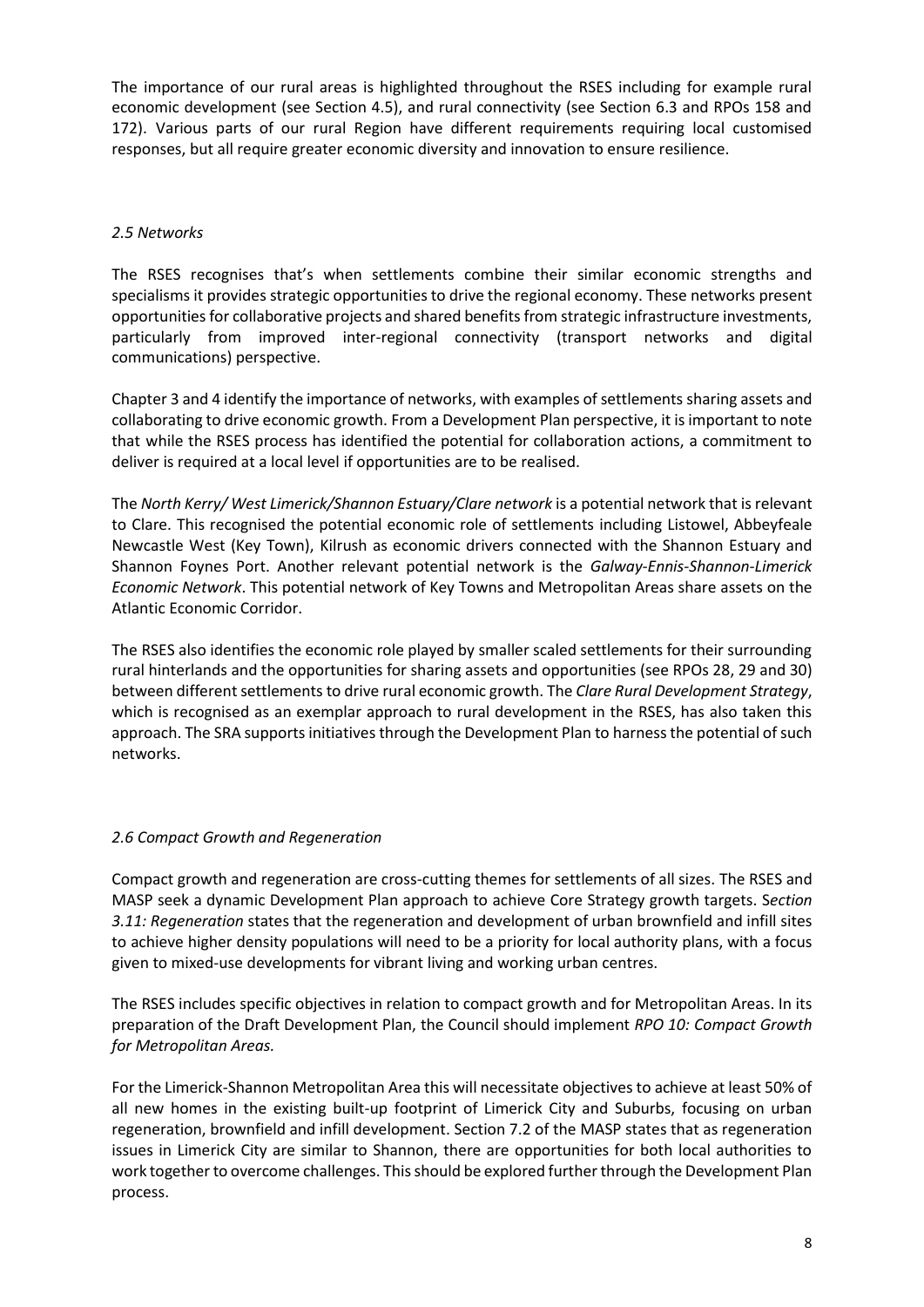The importance of our rural areas is highlighted throughout the RSES including for example rural economic development (see Section 4.5), and rural connectivity (see Section 6.3 and RPOs 158 and 172). Various parts of our rural Region have different requirements requiring local customised responses, but all require greater economic diversity and innovation to ensure resilience.

### *2.5 Networks*

The RSES recognises that's when settlements combine their similar economic strengths and specialisms it provides strategic opportunities to drive the regional economy. These networks present opportunities for collaborative projects and shared benefits from strategic infrastructure investments, particularly from improved inter-regional connectivity (transport networks and digital communications) perspective.

Chapter 3 and 4 identify the importance of networks, with examples of settlements sharing assets and collaborating to drive economic growth. From a Development Plan perspective, it is important to note that while the RSES process has identified the potential for collaboration actions, a commitment to deliver is required at a local level if opportunities are to be realised.

The *North Kerry/ West Limerick/Shannon Estuary/Clare network* is a potential network that is relevant to Clare. This recognised the potential economic role of settlements including Listowel, Abbeyfeale Newcastle West (Key Town), Kilrush as economic drivers connected with the Shannon Estuary and Shannon Foynes Port. Another relevant potential network is the *Galway-Ennis-Shannon-Limerick Economic Network*. This potential network of Key Towns and Metropolitan Areas share assets on the Atlantic Economic Corridor.

The RSES also identifies the economic role played by smaller scaled settlements for their surrounding rural hinterlands and the opportunities for sharing assets and opportunities (see RPOs 28, 29 and 30) between different settlements to drive rural economic growth. The *Clare Rural Development Strategy*, which is recognised as an exemplar approach to rural development in the RSES, has also taken this approach. The SRA supports initiatives through the Development Plan to harness the potential of such networks.

### *2.6 Compact Growth and Regeneration*

Compact growth and regeneration are cross-cutting themes for settlements of all sizes. The RSES and MASP seek a dynamic Development Plan approach to achieve Core Strategy growth targets. S*ection 3.11: Regeneration* states that the regeneration and development of urban brownfield and infill sites to achieve higher density populations will need to be a priority for local authority plans, with a focus given to mixed-use developments for vibrant living and working urban centres.

The RSES includes specific objectives in relation to compact growth and for Metropolitan Areas. In its preparation of the Draft Development Plan, the Council should implement *RPO 10: Compact Growth for Metropolitan Areas.*

For the Limerick-Shannon Metropolitan Area this will necessitate objectives to achieve at least 50% of all new homes in the existing built-up footprint of Limerick City and Suburbs, focusing on urban regeneration, brownfield and infill development. Section 7.2 of the MASP states that as regeneration issues in Limerick City are similar to Shannon, there are opportunities for both local authorities to work together to overcome challenges. This should be explored further through the Development Plan process.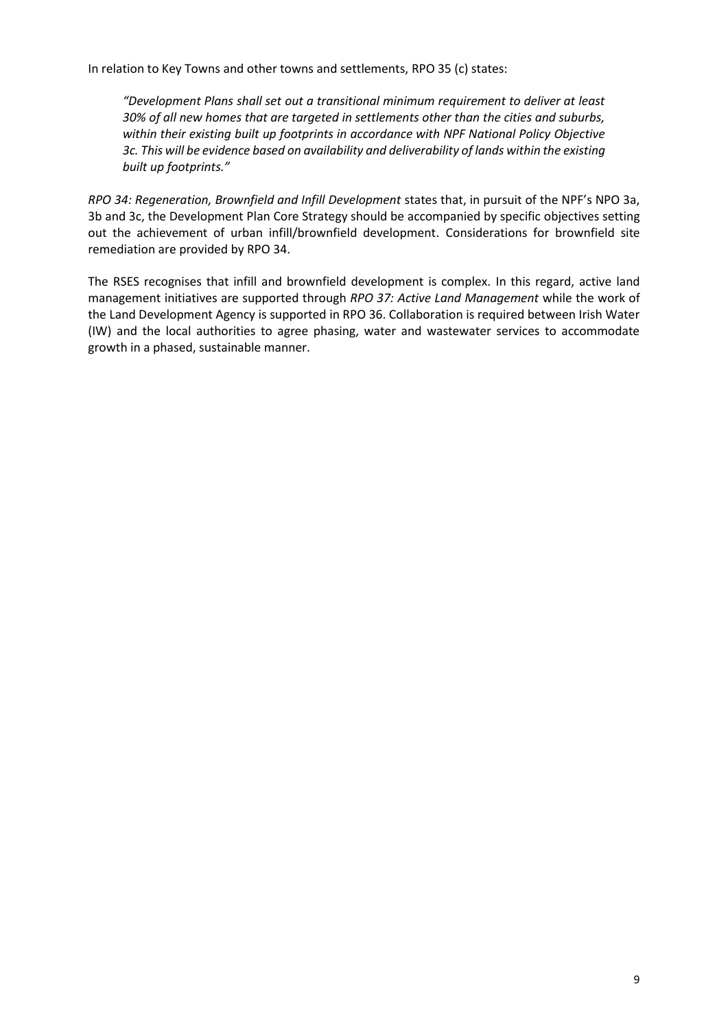In relation to Key Towns and other towns and settlements, RPO 35 (c) states:

> *"Development Plans shall set out a transitional minimum requirement to deliver at least 30% of all new homes that are targeted in settlements other than the cities and suburbs, within their existing built up footprints in accordance with NPF National Policy Objective 3c. This will be evidence based on availability and deliverability of lands within the existing built up footprints."*

*RPO 34: Regeneration, Brownfield and Infill Development* states that, in pursuit of the NPF's NPO 3a, 3b and 3c, the Development Plan Core Strategy should be accompanied by specific objectives setting out the achievement of urban infill/brownfield development. Considerations for brownfield site remediation are provided by RPO 34.

The RSES recognises that infill and brownfield development is complex. In this regard, active land management initiatives are supported through *RPO 37: Active Land Management* while the work of the Land Development Agency is supported in RPO 36. Collaboration is required between Irish Water (IW) and the local authorities to agree phasing, water and wastewater services to accommodate growth in a phased, sustainable manner.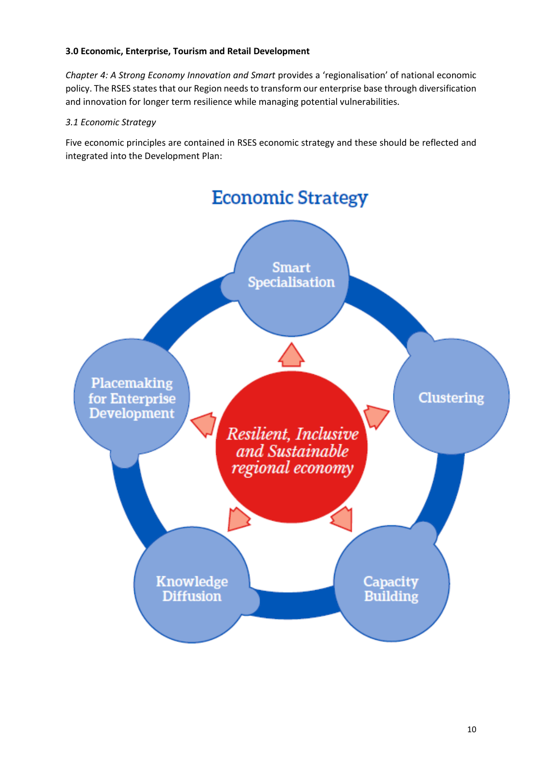**3.0 Economic, Enterprise, Tourism and Retail Development**

*Chapter 4: A Strong Economy Innovation and Smart* provides a 'regionalisation' of national economic policy. The RSES states that our Region needs to transform our enterprise base through diversification and innovation for longer term resilience while managing potential vulnerabilities.

*3.1 Economic Strategy*

Five economic principles are contained in RSES economic strategy and these should be reflected and integrated into the Development Plan:

Economic Strategy

- Smart Specialisation
- Clustering
- Capacity Building
- Knowledge Diffusion
- Placemaking for Enterprise Development

*Resilient, Inclusive and Sustainable regional economy*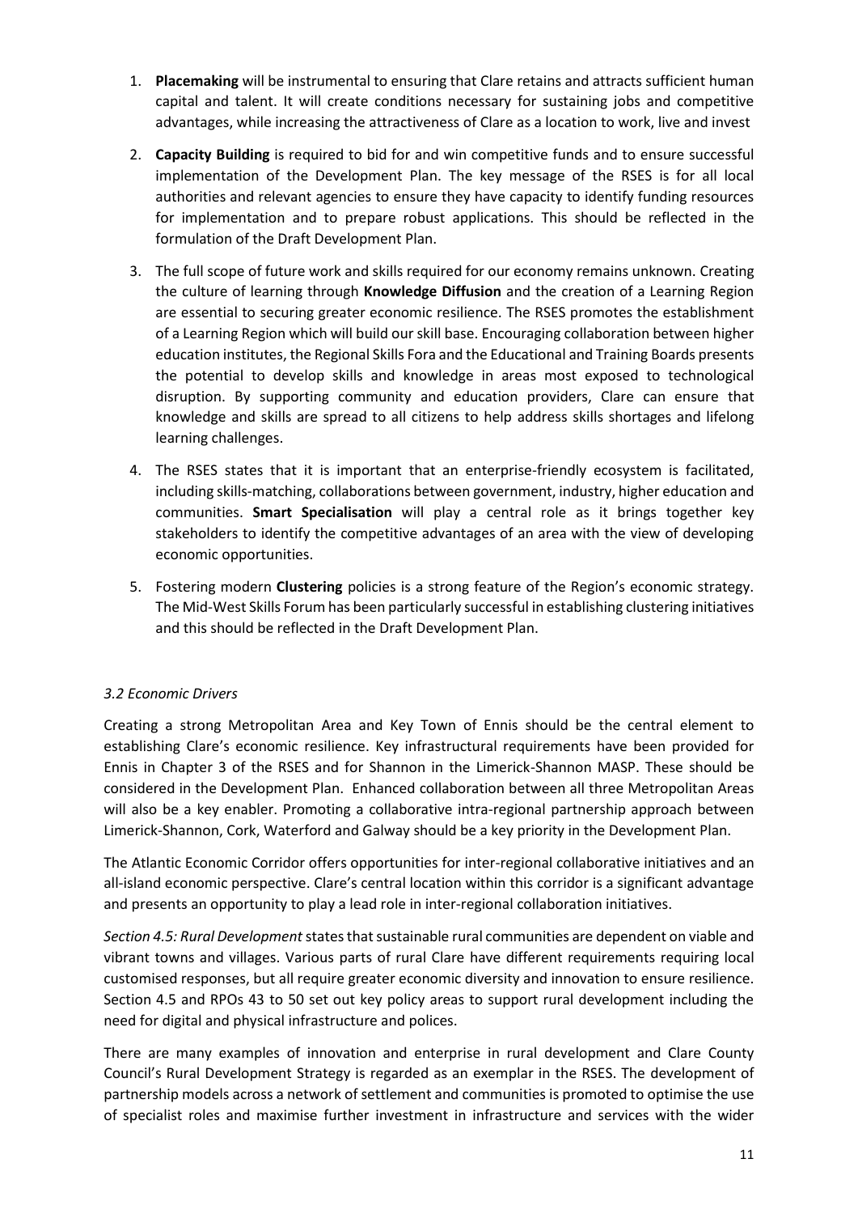1. **Placemaking** will be instrumental to ensuring that Clare retains and attracts sufficient human capital and talent. It will create conditions necessary for sustaining jobs and competitive advantages, while increasing the attractiveness of Clare as a location to work, live and invest
2. **Capacity Building** is required to bid for and win competitive funds and to ensure successful implementation of the Development Plan. The key message of the RSES is for all local authorities and relevant agencies to ensure they have capacity to identify funding resources for implementation and to prepare robust applications. This should be reflected in the formulation of the Draft Development Plan.
3. The full scope of future work and skills required for our economy remains unknown. Creating the culture of learning through **Knowledge Diffusion** and the creation of a Learning Region are essential to securing greater economic resilience. The RSES promotes the establishment of a Learning Region which will build our skill base. Encouraging collaboration between higher education institutes, the Regional Skills Fora and the Educational and Training Boards presents the potential to develop skills and knowledge in areas most exposed to technological disruption. By supporting community and education providers, Clare can ensure that knowledge and skills are spread to all citizens to help address skills shortages and lifelong learning challenges.
4. The RSES states that it is important that an enterprise-friendly ecosystem is facilitated, including skills-matching, collaborations between government, industry, higher education and communities. **Smart Specialisation** will play a central role as it brings together key stakeholders to identify the competitive advantages of an area with the view of developing economic opportunities.
5. Fostering modern **Clustering** policies is a strong feature of the Region's economic strategy. The Mid-West Skills Forum has been particularly successful in establishing clustering initiatives and this should be reflected in the Draft Development Plan.

*3.2 Economic Drivers*

Creating a strong Metropolitan Area and Key Town of Ennis should be the central element to establishing Clare's economic resilience. Key infrastructural requirements have been provided for Ennis in Chapter 3 of the RSES and for Shannon in the Limerick-Shannon MASP. These should be considered in the Development Plan. Enhanced collaboration between all three Metropolitan Areas will also be a key enabler. Promoting a collaborative intra-regional partnership approach between Limerick-Shannon, Cork, Waterford and Galway should be a key priority in the Development Plan.

The Atlantic Economic Corridor offers opportunities for inter-regional collaborative initiatives and an all-island economic perspective. Clare's central location within this corridor is a significant advantage and presents an opportunity to play a lead role in inter-regional collaboration initiatives.

*Section 4.5: Rural Development* states that sustainable rural communities are dependent on viable and vibrant towns and villages. Various parts of rural Clare have different requirements requiring local customised responses, but all require greater economic diversity and innovation to ensure resilience. Section 4.5 and RPOs 43 to 50 set out key policy areas to support rural development including the need for digital and physical infrastructure and polices.

There are many examples of innovation and enterprise in rural development and Clare County Council's Rural Development Strategy is regarded as an exemplar in the RSES. The development of partnership models across a network of settlement and communities is promoted to optimise the use of specialist roles and maximise further investment in infrastructure and services with the wider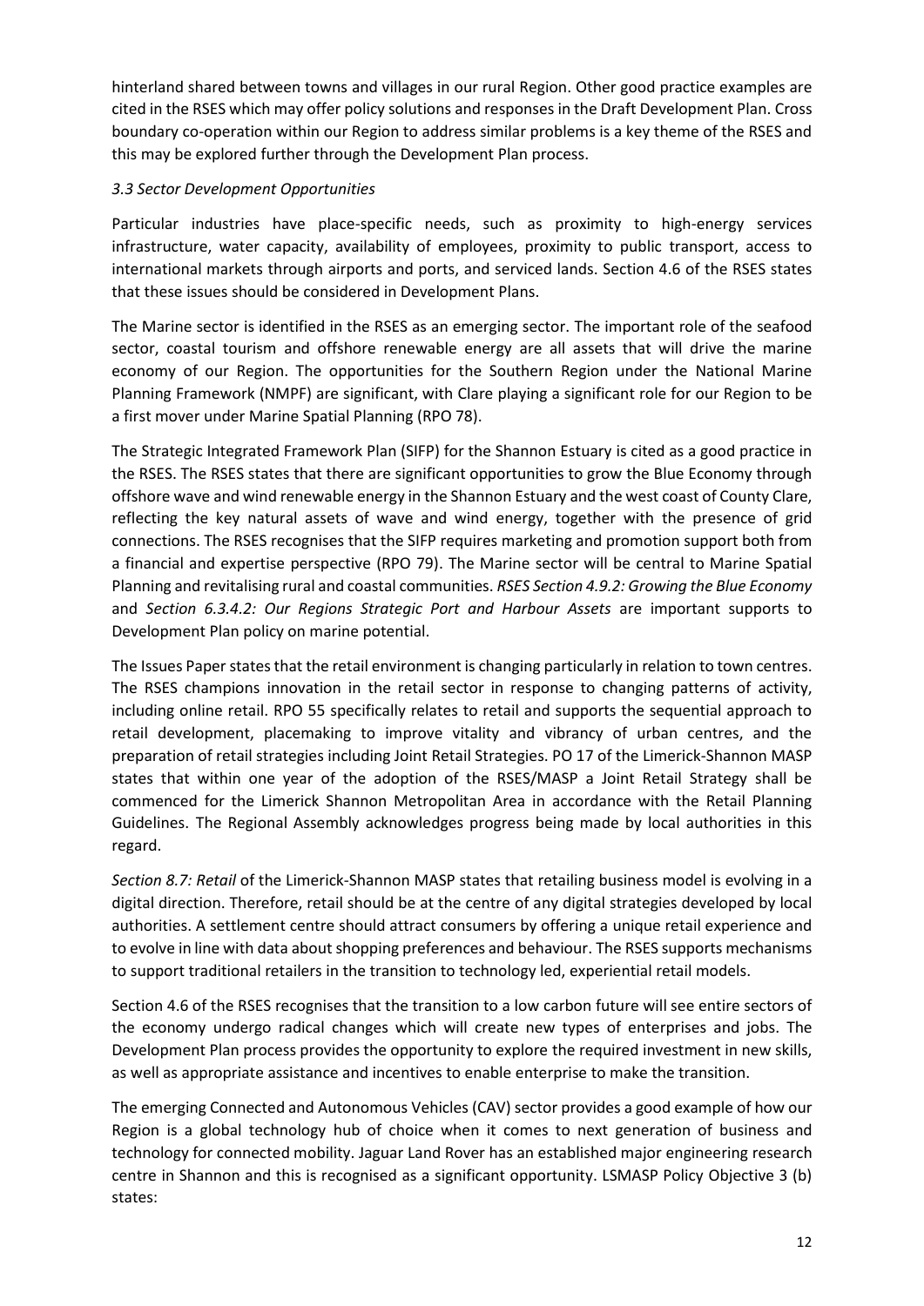hinterland shared between towns and villages in our rural Region. Other good practice examples are cited in the RSES which may offer policy solutions and responses in the Draft Development Plan. Cross boundary co-operation within our Region to address similar problems is a key theme of the RSES and this may be explored further through the Development Plan process.

### *3.3 Sector Development Opportunities*

Particular industries have place-specific needs, such as proximity to high-energy services infrastructure, water capacity, availability of employees, proximity to public transport, access to international markets through airports and ports, and serviced lands. Section 4.6 of the RSES states that these issues should be considered in Development Plans.

The Marine sector is identified in the RSES as an emerging sector. The important role of the seafood sector, coastal tourism and offshore renewable energy are all assets that will drive the marine economy of our Region. The opportunities for the Southern Region under the National Marine Planning Framework (NMPF) are significant, with Clare playing a significant role for our Region to be a first mover under Marine Spatial Planning (RPO 78).

The Strategic Integrated Framework Plan (SIFP) for the Shannon Estuary is cited as a good practice in the RSES. The RSES states that there are significant opportunities to grow the Blue Economy through offshore wave and wind renewable energy in the Shannon Estuary and the west coast of County Clare, reflecting the key natural assets of wave and wind energy, together with the presence of grid connections. The RSES recognises that the SIFP requires marketing and promotion support both from a financial and expertise perspective (RPO 79). The Marine sector will be central to Marine Spatial Planning and revitalising rural and coastal communities. *RSES Section 4.9.2: Growing the Blue Economy* and *Section 6.3.4.2: Our Regions Strategic Port and Harbour Assets* are important supports to Development Plan policy on marine potential.

The Issues Paper states that the retail environment is changing particularly in relation to town centres. The RSES champions innovation in the retail sector in response to changing patterns of activity, including online retail. RPO 55 specifically relates to retail and supports the sequential approach to retail development, placemaking to improve vitality and vibrancy of urban centres, and the preparation of retail strategies including Joint Retail Strategies. PO 17 of the Limerick-Shannon MASP states that within one year of the adoption of the RSES/MASP a Joint Retail Strategy shall be commenced for the Limerick Shannon Metropolitan Area in accordance with the Retail Planning Guidelines. The Regional Assembly acknowledges progress being made by local authorities in this regard.

*Section 8.7: Retail* of the Limerick-Shannon MASP states that retailing business model is evolving in a digital direction. Therefore, retail should be at the centre of any digital strategies developed by local authorities. A settlement centre should attract consumers by offering a unique retail experience and to evolve in line with data about shopping preferences and behaviour. The RSES supports mechanisms to support traditional retailers in the transition to technology led, experiential retail models.

Section 4.6 of the RSES recognises that the transition to a low carbon future will see entire sectors of the economy undergo radical changes which will create new types of enterprises and jobs. The Development Plan process provides the opportunity to explore the required investment in new skills, as well as appropriate assistance and incentives to enable enterprise to make the transition.

The emerging Connected and Autonomous Vehicles (CAV) sector provides a good example of how our Region is a global technology hub of choice when it comes to next generation of business and technology for connected mobility. Jaguar Land Rover has an established major engineering research centre in Shannon and this is recognised as a significant opportunity. LSMASP Policy Objective 3 (b) states: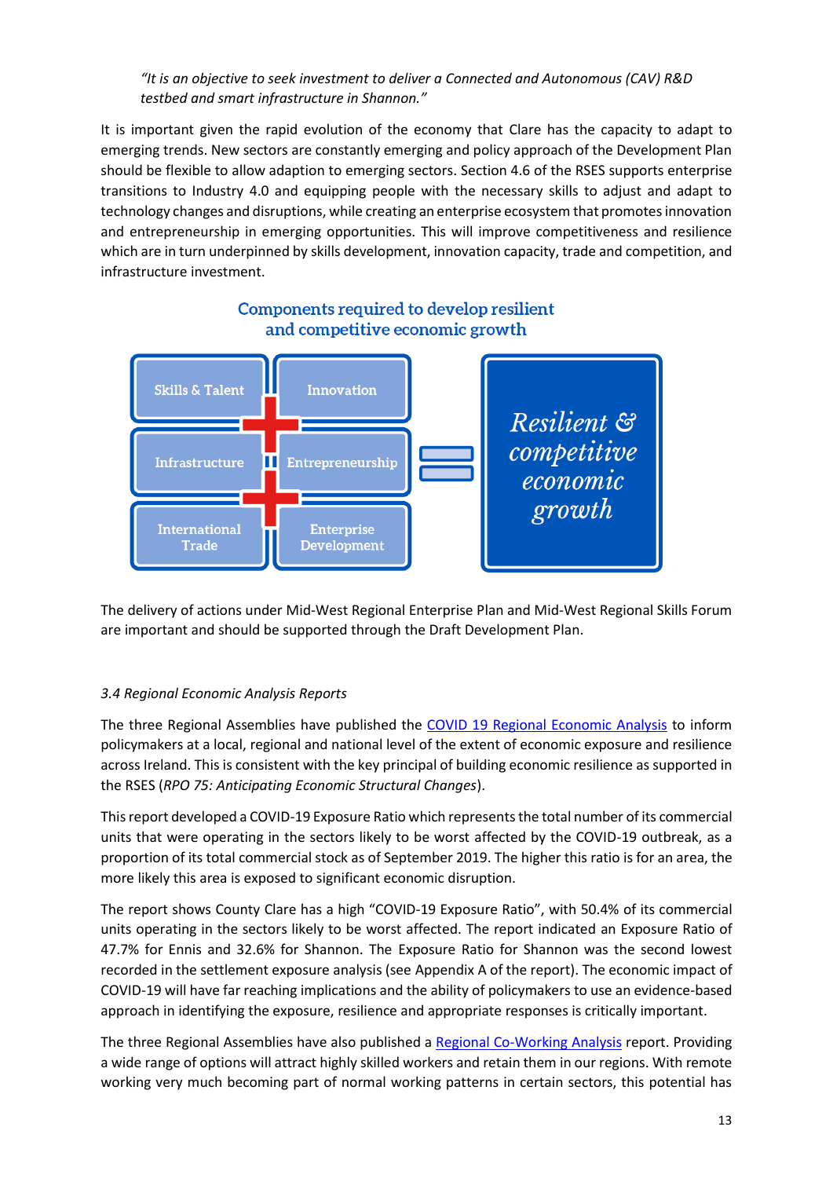*"It is an objective to seek investment to deliver a Connected and Autonomous (CAV) R&D testbed and smart infrastructure in Shannon."*

It is important given the rapid evolution of the economy that Clare has the capacity to adapt to emerging trends. New sectors are constantly emerging and policy approach of the Development Plan should be flexible to allow adaption to emerging sectors. Section 4.6 of the RSES supports enterprise transitions to Industry 4.0 and equipping people with the necessary skills to adjust and adapt to technology changes and disruptions, while creating an enterprise ecosystem that promotes innovation and entrepreneurship in emerging opportunities. This will improve competitiveness and resilience which are in turn underpinned by skills development, innovation capacity, trade and competition, and infrastructure investment.

**Components required to develop resilient and competitive economic growth**

Skills & Talent + Innovation + Infrastructure + Entrepreneurship + International Trade + Enterprise Development = *Resilient & competitive economic growth*

The delivery of actions under Mid-West Regional Enterprise Plan and Mid-West Regional Skills Forum are important and should be supported through the Draft Development Plan.

### *3.4 Regional Economic Analysis Reports*

The three Regional Assemblies have published the COVID 19 Regional Economic Analysis to inform policymakers at a local, regional and national level of the extent of economic exposure and resilience across Ireland. This is consistent with the key principal of building economic resilience as supported in the RSES (*RPO 75: Anticipating Economic Structural Changes*).

This report developed a COVID-19 Exposure Ratio which represents the total number of its commercial units that were operating in the sectors likely to be worst affected by the COVID-19 outbreak, as a proportion of its total commercial stock as of September 2019. The higher this ratio is for an area, the more likely this area is exposed to significant economic disruption.

The report shows County Clare has a high "COVID-19 Exposure Ratio", with 50.4% of its commercial units operating in the sectors likely to be worst affected. The report indicated an Exposure Ratio of 47.7% for Ennis and 32.6% for Shannon. The Exposure Ratio for Shannon was the second lowest recorded in the settlement exposure analysis (see Appendix A of the report). The economic impact of COVID-19 will have far reaching implications and the ability of policymakers to use an evidence-based approach in identifying the exposure, resilience and appropriate responses is critically important.

The three Regional Assemblies have also published a Regional Co-Working Analysis report. Providing a wide range of options will attract highly skilled workers and retain them in our regions. With remote working very much becoming part of normal working patterns in certain sectors, this potential has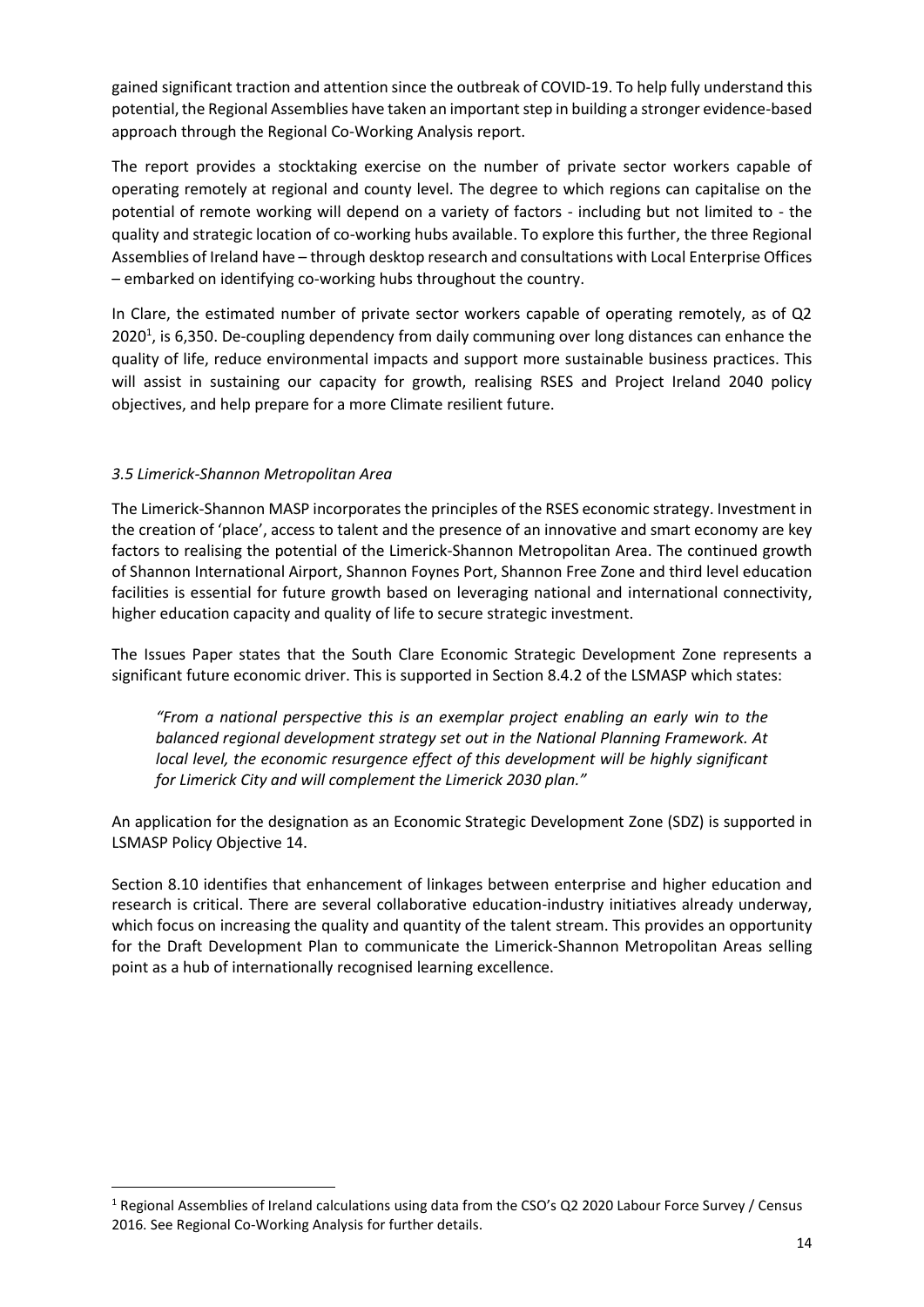gained significant traction and attention since the outbreak of COVID-19. To help fully understand this potential, the Regional Assemblies have taken an important step in building a stronger evidence-based approach through the Regional Co-Working Analysis report.

The report provides a stocktaking exercise on the number of private sector workers capable of operating remotely at regional and county level. The degree to which regions can capitalise on the potential of remote working will depend on a variety of factors - including but not limited to - the quality and strategic location of co-working hubs available. To explore this further, the three Regional Assemblies of Ireland have – through desktop research and consultations with Local Enterprise Offices – embarked on identifying co-working hubs throughout the country.

In Clare, the estimated number of private sector workers capable of operating remotely, as of Q2 2020[1], is 6,350. De-coupling dependency from daily communing over long distances can enhance the quality of life, reduce environmental impacts and support more sustainable business practices. This will assist in sustaining our capacity for growth, realising RSES and Project Ireland 2040 policy objectives, and help prepare for a more Climate resilient future.

### *3.5 Limerick-Shannon Metropolitan Area*

The Limerick-Shannon MASP incorporates the principles of the RSES economic strategy. Investment in the creation of 'place', access to talent and the presence of an innovative and smart economy are key factors to realising the potential of the Limerick-Shannon Metropolitan Area. The continued growth of Shannon International Airport, Shannon Foynes Port, Shannon Free Zone and third level education facilities is essential for future growth based on leveraging national and international connectivity, higher education capacity and quality of life to secure strategic investment.

The Issues Paper states that the South Clare Economic Strategic Development Zone represents a significant future economic driver. This is supported in Section 8.4.2 of the LSMASP which states:

> *"From a national perspective this is an exemplar project enabling an early win to the balanced regional development strategy set out in the National Planning Framework. At local level, the economic resurgence effect of this development will be highly significant for Limerick City and will complement the Limerick 2030 plan."*

An application for the designation as an Economic Strategic Development Zone (SDZ) is supported in LSMASP Policy Objective 14.

Section 8.10 identifies that enhancement of linkages between enterprise and higher education and research is critical. There are several collaborative education-industry initiatives already underway, which focus on increasing the quality and quantity of the talent stream. This provides an opportunity for the Draft Development Plan to communicate the Limerick-Shannon Metropolitan Areas selling point as a hub of internationally recognised learning excellence.

---

[1] Regional Assemblies of Ireland calculations using data from the CSO's Q2 2020 Labour Force Survey / Census 2016. See Regional Co-Working Analysis for further details.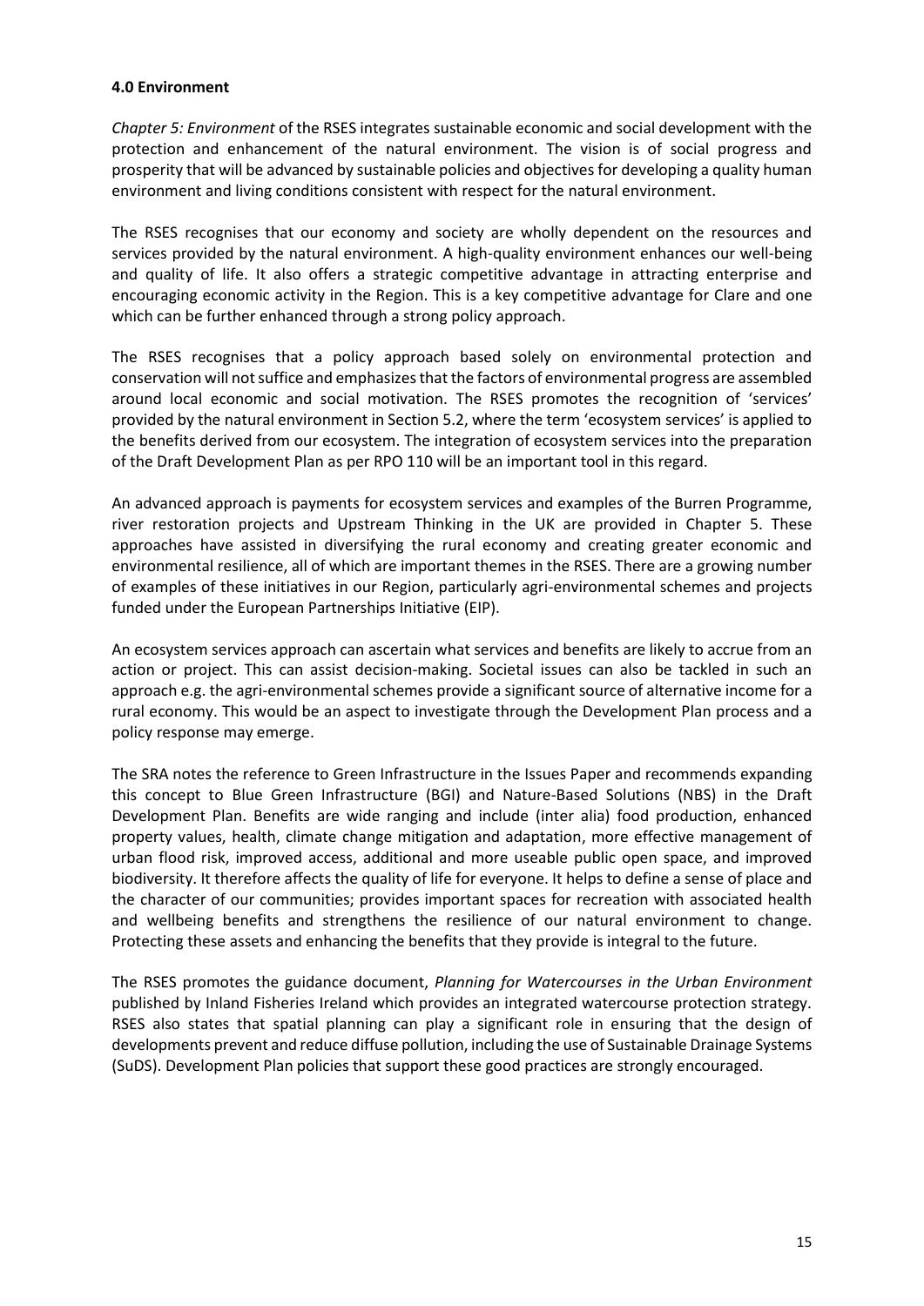**4.0 Environment**

*Chapter 5: Environment* of the RSES integrates sustainable economic and social development with the protection and enhancement of the natural environment. The vision is of social progress and prosperity that will be advanced by sustainable policies and objectives for developing a quality human environment and living conditions consistent with respect for the natural environment.

The RSES recognises that our economy and society are wholly dependent on the resources and services provided by the natural environment. A high-quality environment enhances our well-being and quality of life. It also offers a strategic competitive advantage in attracting enterprise and encouraging economic activity in the Region. This is a key competitive advantage for Clare and one which can be further enhanced through a strong policy approach.

The RSES recognises that a policy approach based solely on environmental protection and conservation will not suffice and emphasizes that the factors of environmental progress are assembled around local economic and social motivation. The RSES promotes the recognition of 'services' provided by the natural environment in Section 5.2, where the term 'ecosystem services' is applied to the benefits derived from our ecosystem. The integration of ecosystem services into the preparation of the Draft Development Plan as per RPO 110 will be an important tool in this regard.

An advanced approach is payments for ecosystem services and examples of the Burren Programme, river restoration projects and Upstream Thinking in the UK are provided in Chapter 5. These approaches have assisted in diversifying the rural economy and creating greater economic and environmental resilience, all of which are important themes in the RSES. There are a growing number of examples of these initiatives in our Region, particularly agri-environmental schemes and projects funded under the European Partnerships Initiative (EIP).

An ecosystem services approach can ascertain what services and benefits are likely to accrue from an action or project. This can assist decision-making. Societal issues can also be tackled in such an approach e.g. the agri-environmental schemes provide a significant source of alternative income for a rural economy. This would be an aspect to investigate through the Development Plan process and a policy response may emerge.

The SRA notes the reference to Green Infrastructure in the Issues Paper and recommends expanding this concept to Blue Green Infrastructure (BGI) and Nature-Based Solutions (NBS) in the Draft Development Plan. Benefits are wide ranging and include (inter alia) food production, enhanced property values, health, climate change mitigation and adaptation, more effective management of urban flood risk, improved access, additional and more useable public open space, and improved biodiversity. It therefore affects the quality of life for everyone. It helps to define a sense of place and the character of our communities; provides important spaces for recreation with associated health and wellbeing benefits and strengthens the resilience of our natural environment to change. Protecting these assets and enhancing the benefits that they provide is integral to the future.

The RSES promotes the guidance document, *Planning for Watercourses in the Urban Environment* published by Inland Fisheries Ireland which provides an integrated watercourse protection strategy. RSES also states that spatial planning can play a significant role in ensuring that the design of developments prevent and reduce diffuse pollution, including the use of Sustainable Drainage Systems (SuDS). Development Plan policies that support these good practices are strongly encouraged.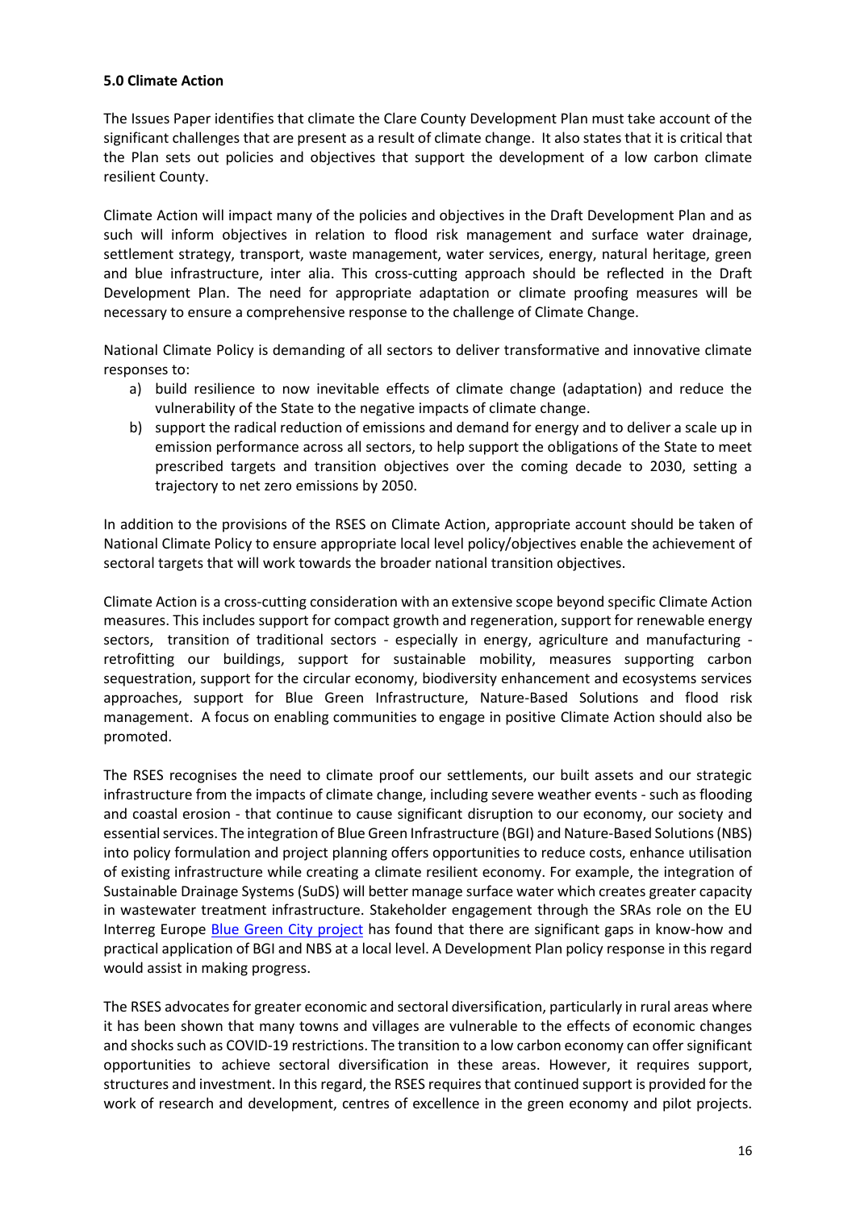**5.0 Climate Action**

The Issues Paper identifies that climate the Clare County Development Plan must take account of the significant challenges that are present as a result of climate change. It also states that it is critical that the Plan sets out policies and objectives that support the development of a low carbon climate resilient County.

Climate Action will impact many of the policies and objectives in the Draft Development Plan and as such will inform objectives in relation to flood risk management and surface water drainage, settlement strategy, transport, waste management, water services, energy, natural heritage, green and blue infrastructure, inter alia. This cross-cutting approach should be reflected in the Draft Development Plan. The need for appropriate adaptation or climate proofing measures will be necessary to ensure a comprehensive response to the challenge of Climate Change.

National Climate Policy is demanding of all sectors to deliver transformative and innovative climate responses to:

a) build resilience to now inevitable effects of climate change (adaptation) and reduce the vulnerability of the State to the negative impacts of climate change.
b) support the radical reduction of emissions and demand for energy and to deliver a scale up in emission performance across all sectors, to help support the obligations of the State to meet prescribed targets and transition objectives over the coming decade to 2030, setting a trajectory to net zero emissions by 2050.

In addition to the provisions of the RSES on Climate Action, appropriate account should be taken of National Climate Policy to ensure appropriate local level policy/objectives enable the achievement of sectoral targets that will work towards the broader national transition objectives.

Climate Action is a cross-cutting consideration with an extensive scope beyond specific Climate Action measures. This includes support for compact growth and regeneration, support for renewable energy sectors, transition of traditional sectors - especially in energy, agriculture and manufacturing - retrofitting our buildings, support for sustainable mobility, measures supporting carbon sequestration, support for the circular economy, biodiversity enhancement and ecosystems services approaches, support for Blue Green Infrastructure, Nature-Based Solutions and flood risk management. A focus on enabling communities to engage in positive Climate Action should also be promoted.

The RSES recognises the need to climate proof our settlements, our built assets and our strategic infrastructure from the impacts of climate change, including severe weather events - such as flooding and coastal erosion - that continue to cause significant disruption to our economy, our society and essential services. The integration of Blue Green Infrastructure (BGI) and Nature-Based Solutions (NBS) into policy formulation and project planning offers opportunities to reduce costs, enhance utilisation of existing infrastructure while creating a climate resilient economy. For example, the integration of Sustainable Drainage Systems (SuDS) will better manage surface water which creates greater capacity in wastewater treatment infrastructure. Stakeholder engagement through the SRAs role on the EU Interreg Europe Blue Green City project has found that there are significant gaps in know-how and practical application of BGI and NBS at a local level. A Development Plan policy response in this regard would assist in making progress.

The RSES advocates for greater economic and sectoral diversification, particularly in rural areas where it has been shown that many towns and villages are vulnerable to the effects of economic changes and shocks such as COVID-19 restrictions. The transition to a low carbon economy can offer significant opportunities to achieve sectoral diversification in these areas. However, it requires significant, structures and investment. In this regard, the RSES requires that continued support is provided for the work of research and development, centres of excellence in the green economy and pilot projects.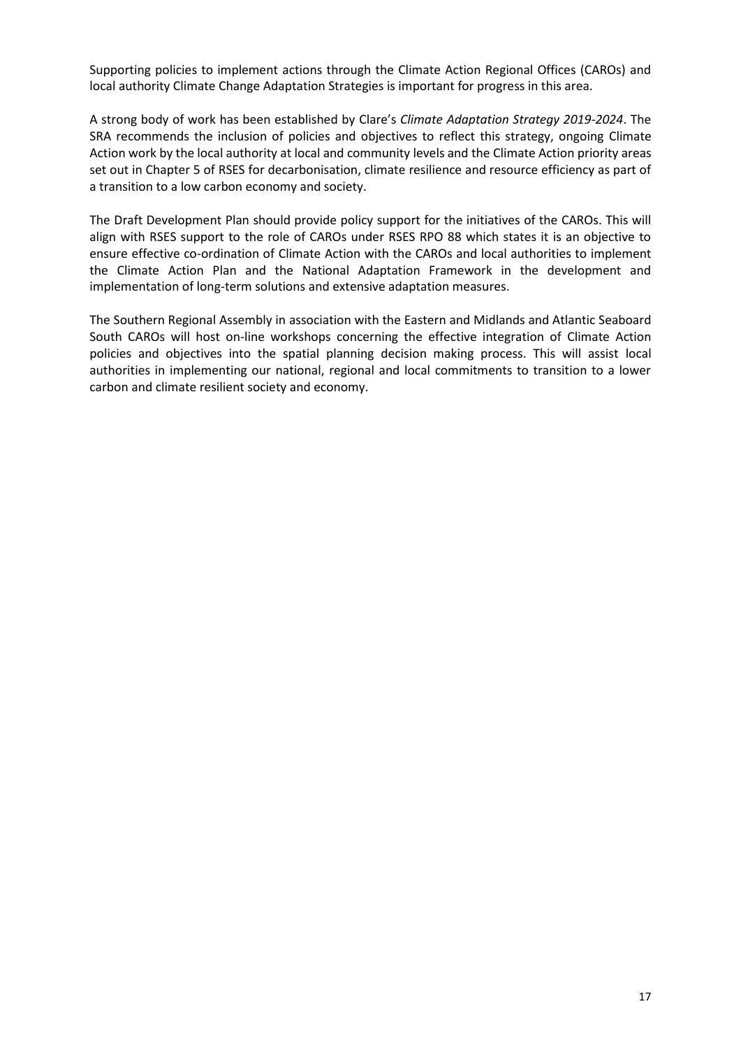Supporting policies to implement actions through the Climate Action Regional Offices (CAROs) and local authority Climate Change Adaptation Strategies is important for progress in this area.

A strong body of work has been established by Clare's *Climate Adaptation Strategy 2019-2024*. The SRA recommends the inclusion of policies and objectives to reflect this strategy, ongoing Climate Action work by the local authority at local and community levels and the Climate Action priority areas set out in Chapter 5 of RSES for decarbonisation, climate resilience and resource efficiency as part of a transition to a low carbon economy and society.

The Draft Development Plan should provide policy support for the initiatives of the CAROs. This will align with RSES support to the role of CAROs under RSES RPO 88 which states it is an objective to ensure effective co-ordination of Climate Action with the CAROs and local authorities to implement the Climate Action Plan and the National Adaptation Framework in the development and implementation of long-term solutions and extensive adaptation measures.

The Southern Regional Assembly in association with the Eastern and Midlands and Atlantic Seaboard South CAROs will host on-line workshops concerning the effective integration of Climate Action policies and objectives into the spatial planning decision making process. This will assist local authorities in implementing our national, regional and local commitments to transition to a lower carbon and climate resilient society and economy.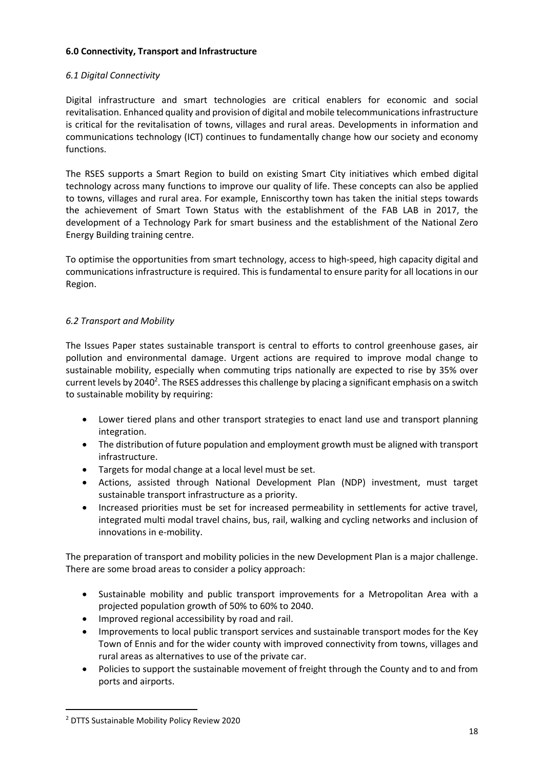### 6.0 Connectivity, Transport and Infrastructure

#### *6.1 Digital Connectivity*

Digital infrastructure and smart technologies are critical enablers for economic and social revitalisation. Enhanced quality and provision of digital and mobile telecommunications infrastructure is critical for the revitalisation of towns, villages and rural areas. Developments in information and communications technology (ICT) continues to fundamentally change how our society and economy functions.

The RSES supports a Smart Region to build on existing Smart City initiatives which embed digital technology across many functions to improve our quality of life. These concepts can also be applied to towns, villages and rural area. For example, Enniscorthy town has taken the initial steps towards the achievement of Smart Town Status with the establishment of the FAB LAB in 2017, the development of a Technology Park for smart business and the establishment of the National Zero Energy Building training centre.

To optimise the opportunities from smart technology, access to high-speed, high capacity digital and communications infrastructure is required. This is fundamental to ensure parity for all locations in our Region.

#### *6.2 Transport and Mobility*

The Issues Paper states sustainable transport is central to efforts to control greenhouse gases, air pollution and environmental damage. Urgent actions are required to improve modal change to sustainable mobility, especially when commuting trips nationally are expected to rise by 35% over current levels by 2040[2]. The RSES addresses this challenge by placing a significant emphasis on a switch to sustainable mobility by requiring:

- Lower tiered plans and other transport strategies to enact land use and transport planning integration.
- The distribution of future population and employment growth must be aligned with transport infrastructure.
- Targets for modal change at a local level must be set.
- Actions, assisted through National Development Plan (NDP) investment, must target sustainable transport infrastructure as a priority.
- Increased priorities must be set for increased permeability in settlements for active travel, integrated multi modal travel chains, bus, rail, walking and cycling networks and inclusion of innovations in e-mobility.

The preparation of transport and mobility policies in the new Development Plan is a major challenge. There are some broad areas to consider a policy approach:

- Sustainable mobility and public transport improvements for a Metropolitan Area with a projected population growth of 50% to 60% to 2040.
- Improved regional accessibility by road and rail.
- Improvements to local public transport services and sustainable transport modes for the Key Town of Ennis and for the wider county with improved connectivity from towns, villages and rural areas as alternatives to use of the private car.
- Policies to support the sustainable movement of freight through the County and to and from ports and airports.

---

[2] DTTS Sustainable Mobility Policy Review 2020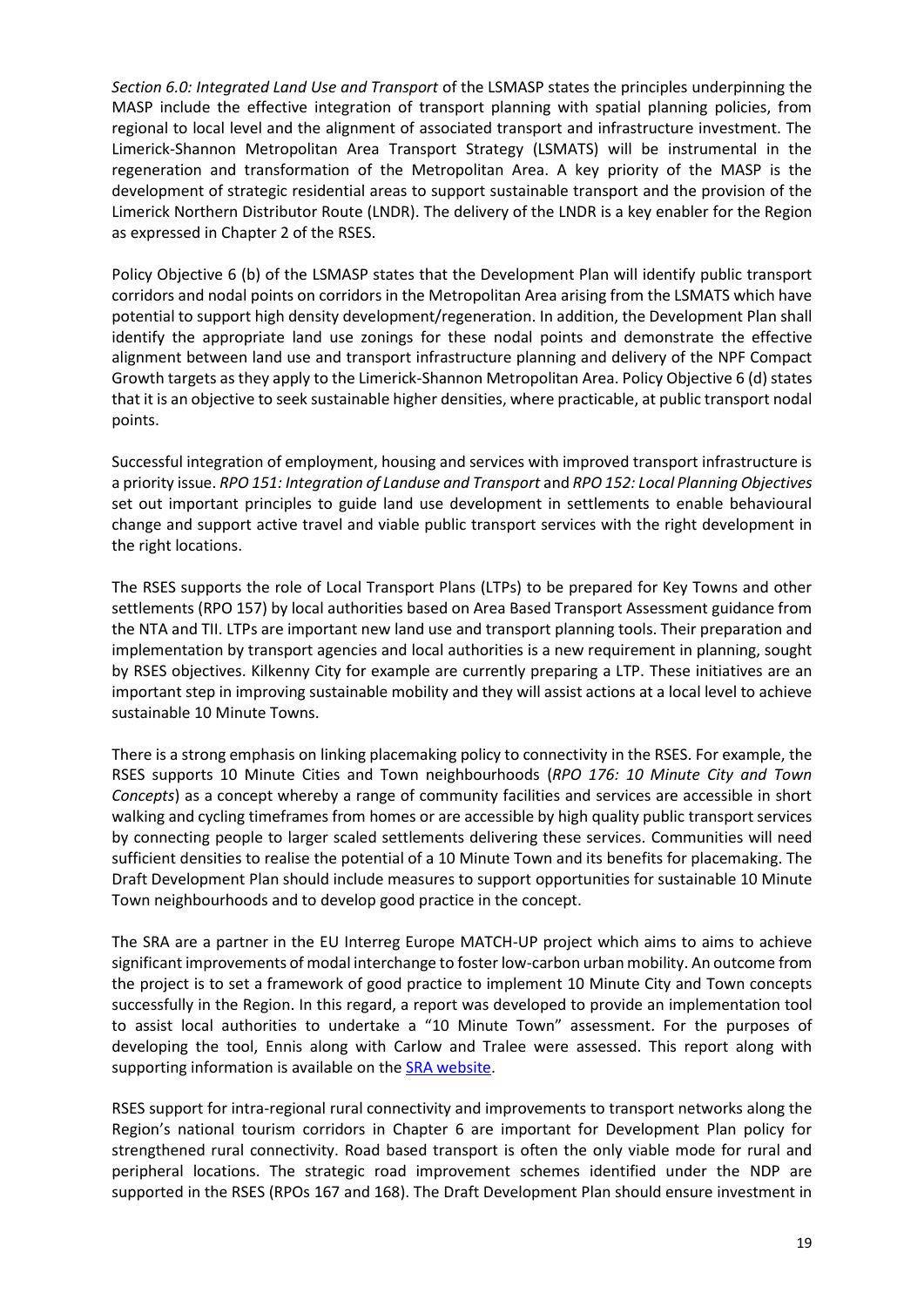*Section 6.0: Integrated Land Use and Transport* of the LSMASP states the principles underpinning the MASP include the effective integration of transport planning with spatial planning policies, from regional to local level and the alignment of associated transport and infrastructure investment. The Limerick-Shannon Metropolitan Area Transport Strategy (LSMATS) will be instrumental in the regeneration and transformation of the Metropolitan Area. A key priority of the MASP is the development of strategic residential areas to support sustainable transport and the provision of the Limerick Northern Distributor Route (LNDR). The delivery of the LNDR is a key enabler for the Region as expressed in Chapter 2 of the RSES.

Policy Objective 6 (b) of the LSMASP states that the Development Plan will identify public transport corridors and nodal points on corridors in the Metropolitan Area arising from the LSMATS which have potential to support high density development/regeneration. In addition, the Development Plan shall identify the appropriate land use zonings for these nodal points and demonstrate the effective alignment between land use and transport infrastructure planning and delivery of the NPF Compact Growth targets as they apply to the Limerick-Shannon Metropolitan Area. Policy Objective 6 (d) states that it is an objective to seek sustainable higher densities, where practicable, at public transport nodal points.

Successful integration of employment, housing and services with improved transport infrastructure is a priority issue. *RPO 151: Integration of Landuse and Transport* and *RPO 152: Local Planning Objectives* set out important principles to guide land use development in settlements to enable behavioural change and support active travel and viable public transport services with the right development in the right locations.

The RSES supports the role of Local Transport Plans (LTPs) to be prepared for Key Towns and other settlements (RPO 157) by local authorities based on Area Based Transport Assessment guidance from the NTA and TII. LTPs are important new land use and transport planning tools. Their preparation and implementation by transport agencies and local authorities is a new requirement in planning, sought by RSES objectives. Kilkenny City for example are currently preparing a LTP. These initiatives are an important step in improving sustainable mobility and they will assist actions at a local level to achieve sustainable 10 Minute Towns.

There is a strong emphasis on linking placemaking policy to connectivity in the RSES. For example, the RSES supports 10 Minute Cities and Town neighbourhoods (*RPO 176: 10 Minute City and Town Concepts*) as a concept whereby a range of community facilities and services are accessible in short walking and cycling timeframes from homes or are accessible by high quality public transport services by connecting people to larger scaled settlements delivering these services. Communities will need sufficient densities to realise the potential of a 10 Minute Town and its benefits for placemaking. The Draft Development Plan should include measures to support opportunities for sustainable 10 Minute Town neighbourhoods and to develop good practice in the concept.

The SRA are a partner in the EU Interreg Europe MATCH-UP project which aims to aims to achieve significant improvements of modal interchange to foster low-carbon urban mobility. An outcome from the project is to set a framework of good practice to implement 10 Minute City and Town concepts successfully in the Region. In this regard, a report was developed to provide an implementation tool to assist local authorities to undertake a "10 Minute Town" assessment. For the purposes of developing the tool, Ennis along with Carlow and Tralee were assessed. This report along with supporting information is available on the SRA website.

RSES support for intra-regional rural connectivity and improvements to transport networks along the Region's national tourism corridors in Chapter 6 are important for Development Plan policy for strengthened rural connectivity. Road based transport is often the only viable mode for rural and peripheral locations. The strategic road improvement schemes identified under the NDP are supported in the RSES (RPOs 167 and 168). The Draft Development Plan should ensure investment in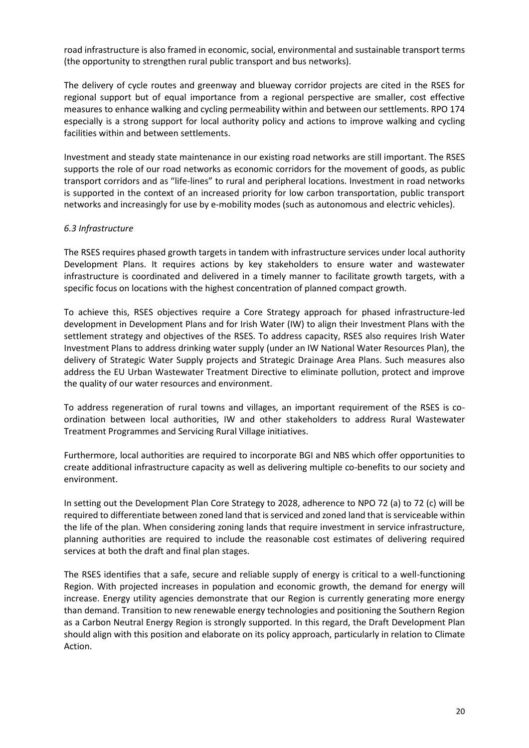road infrastructure is also framed in economic, social, environmental and sustainable transport terms (the opportunity to strengthen rural public transport and bus networks).

The delivery of cycle routes and greenway and blueway corridor projects are cited in the RSES for regional support but of equal importance from a regional perspective are smaller, cost effective measures to enhance walking and cycling permeability within and between our settlements. RPO 174 especially is a strong support for local authority policy and actions to improve walking and cycling facilities within and between settlements.

Investment and steady state maintenance in our existing road networks are still important. The RSES supports the role of our road networks as economic corridors for the movement of goods, as public transport corridors and as "life-lines" to rural and peripheral locations. Investment in road networks is supported in the context of an increased priority for low carbon transportation, public transport networks and increasingly for use by e-mobility modes (such as autonomous and electric vehicles).

### *6.3 Infrastructure*

The RSES requires phased growth targets in tandem with infrastructure services under local authority Development Plans. It requires actions by key stakeholders to ensure water and wastewater infrastructure is coordinated and delivered in a timely manner to facilitate growth targets, with a specific focus on locations with the highest concentration of planned compact growth.

To achieve this, RSES objectives require a Core Strategy approach for phased infrastructure-led development in Development Plans and for Irish Water (IW) to align their Investment Plans with the settlement strategy and objectives of the RSES. To address capacity, RSES also requires Irish Water Investment Plans to address drinking water supply (under an IW National Water Resources Plan), the delivery of Strategic Water Supply projects and Strategic Drainage Area Plans. Such measures also address the EU Urban Wastewater Treatment Directive to eliminate pollution, protect and improve the quality of our water resources and environment.

To address regeneration of rural towns and villages, an important requirement of the RSES is co-ordination between local authorities, IW and other stakeholders to address Rural Wastewater Treatment Programmes and Servicing Rural Village initiatives.

Furthermore, local authorities are required to incorporate BGI and NBS which offer opportunities to create additional infrastructure capacity as well as delivering multiple co-benefits to our society and environment.

In setting out the Development Plan Core Strategy to 2028, adherence to NPO 72 (a) to 72 (c) will be required to differentiate between zoned land that is serviced and zoned land that is serviceable within the life of the plan. When considering zoning lands that require investment in service infrastructure, planning authorities are required to include the reasonable cost estimates of delivering required services at both the draft and final plan stages.

The RSES identifies that a safe, secure and reliable supply of energy is critical to a well-functioning Region. With projected increases in population and economic growth, the demand for energy will increase. Energy utility agencies demonstrate that our Region is currently generating more energy than demand. Transition to new renewable energy technologies and positioning the Southern Region as a Carbon Neutral Energy Region is strongly supported. In this regard, the Draft Development Plan should align with this position and elaborate on its policy approach, particularly in relation to Climate Action.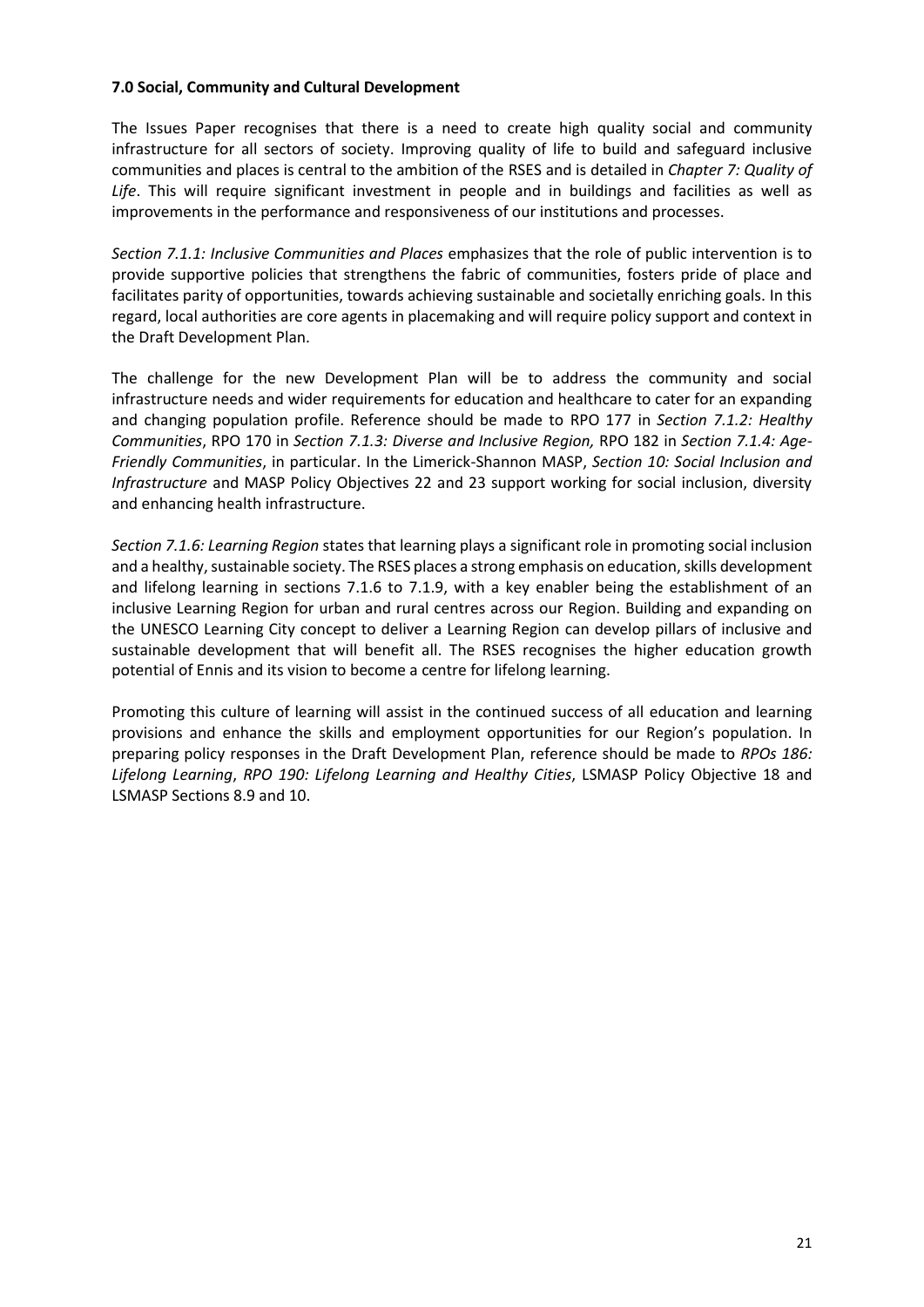**7.0 Social, Community and Cultural Development**

The Issues Paper recognises that there is a need to create high quality social and community infrastructure for all sectors of society. Improving quality of life to build and safeguard inclusive communities and places is central to the ambition of the RSES and is detailed in *Chapter 7: Quality of Life*. This will require significant investment in people and in buildings and facilities as well as improvements in the performance and responsiveness of our institutions and processes.

*Section 7.1.1: Inclusive Communities and Places* emphasizes that the role of public intervention is to provide supportive policies that strengthens the fabric of communities, fosters pride of place and facilitates parity of opportunities, towards achieving sustainable and societally enriching goals. In this regard, local authorities are core agents in placemaking and will require policy support and context in the Draft Development Plan.

The challenge for the new Development Plan will be to address the community and social infrastructure needs and wider requirements for education and healthcare to cater for an expanding and changing population profile. Reference should be made to RPO 177 in *Section 7.1.2: Healthy Communities*, RPO 170 in *Section 7.1.3: Diverse and Inclusive Region,* RPO 182 in *Section 7.1.4: Age-Friendly Communities*, in particular. In the Limerick-Shannon MASP, *Section 10: Social Inclusion and Infrastructure* and MASP Policy Objectives 22 and 23 support working for social inclusion, diversity and enhancing health infrastructure.

*Section 7.1.6: Learning Region* states that learning plays a significant role in promoting social inclusion and a healthy, sustainable society. The RSES places a strong emphasis on education, skills development and lifelong learning in sections 7.1.6 to 7.1.9, with a key enabler being the establishment of an inclusive Learning Region for urban and rural centres across our Region. Building and expanding on the UNESCO Learning City concept to deliver a Learning Region can develop pillars of inclusive and sustainable development that will benefit all. The RSES recognises the higher education growth potential of Ennis and its vision to become a centre for lifelong learning.

Promoting this culture of learning will assist in the continued success of all education and learning provisions and enhance the skills and employment opportunities for our Region's population. In preparing policy responses in the Draft Development Plan, reference should be made to *RPOs 186: Lifelong Learning*, *RPO 190: Lifelong Learning and Healthy Cities*, LSMASP Policy Objective 18 and LSMASP Sections 8.9 and 10.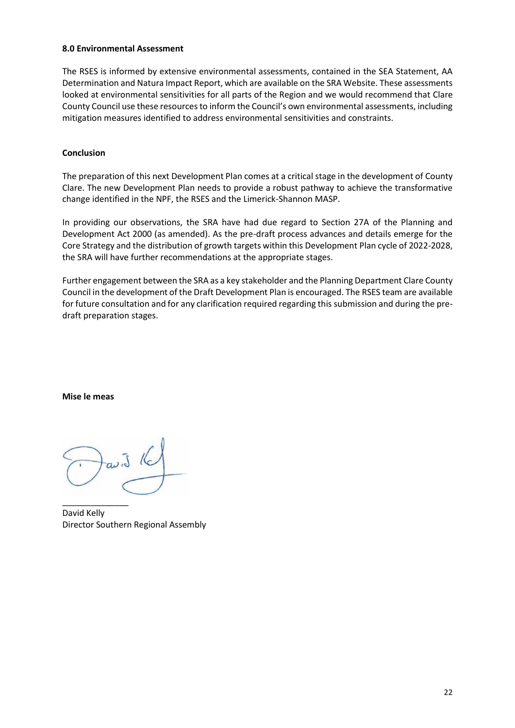**8.0 Environmental Assessment**

The RSES is informed by extensive environmental assessments, contained in the SEA Statement, AA Determination and Natura Impact Report, which are available on the SRA Website. These assessments looked at environmental sensitivities for all parts of the Region and we would recommend that Clare County Council use these resources to inform the Council's own environmental assessments, including mitigation measures identified to address environmental sensitivities and constraints.

**Conclusion**

The preparation of this next Development Plan comes at a critical stage in the development of County Clare. The new Development Plan needs to provide a robust pathway to achieve the transformative change identified in the NPF, the RSES and the Limerick-Shannon MASP.

In providing our observations, the SRA have had due regard to Section 27A of the Planning and Development Act 2000 (as amended). As the pre-draft process advances and details emerge for the Core Strategy and the distribution of growth targets within this Development Plan cycle of 2022-2028, the SRA will have further recommendations at the appropriate stages.

Further engagement between the SRA as a key stakeholder and the Planning Department Clare County Council in the development of the Draft Development Plan is encouraged. The RSES team are available for future consultation and for any clarification required regarding this submission and during the pre-draft preparation stages.

**Mise le meas**

\_\_\_\_\_\_\_\_\_\_\_\_\_\_

David Kelly
Director Southern Regional Assembly